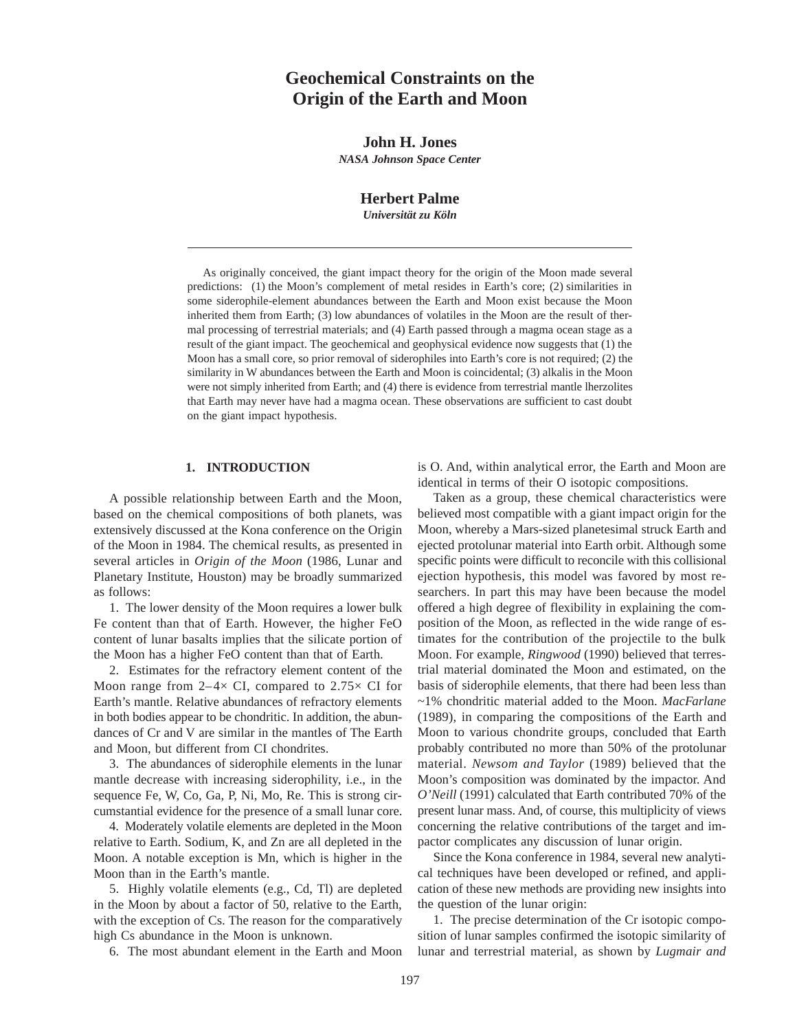# Geochemical Constraints on the Origin of the Earth and Moon

**John H. Jones**
***NASA Johnson Space Center***

**Herbert Palme**
***Universität zu Köln***

---

As originally conceived, the giant impact theory for the origin of the Moon made several predictions: (1) the Moon's complement of metal resides in Earth's core; (2) similarities in some siderophile-element abundances between the Earth and Moon exist because the Moon inherited them from Earth; (3) low abundances of volatiles in the Moon are the result of thermal processing of terrestrial materials; and (4) Earth passed through a magma ocean stage as a result of the giant impact. The geochemical and geophysical evidence now suggests that (1) the Moon has a small core, so prior removal of siderophiles into Earth's core is not required; (2) the similarity in W abundances between the Earth and Moon is coincidental; (3) alkalis in the Moon were not simply inherited from Earth; and (4) there is evidence from terrestrial mantle lherzolites that Earth may never have had a magma ocean. These observations are sufficient to cast doubt on the giant impact hypothesis.

## 1. INTRODUCTION

A possible relationship between Earth and the Moon, based on the chemical compositions of both planets, was extensively discussed at the Kona conference on the Origin of the Moon in 1984. The chemical results, as presented in several articles in *Origin of the Moon* (1986, Lunar and Planetary Institute, Houston) may be broadly summarized as follows:

1. The lower density of the Moon requires a lower bulk Fe content than that of Earth. However, the higher FeO content of lunar basalts implies that the silicate portion of the Moon has a higher FeO content than that of Earth.

2. Estimates for the refractory element content of the Moon range from 2–4× CI, compared to 2.75× CI for Earth's mantle. Relative abundances of refractory elements in both bodies appear to be chondritic. In addition, the abundances of Cr and V are similar in the mantles of The Earth and Moon, but different from CI chondrites.

3. The abundances of siderophile elements in the lunar mantle decrease with increasing siderophility, i.e., in the sequence Fe, W, Co, Ga, P, Ni, Mo, Re. This is strong circumstantial evidence for the presence of a small lunar core.

4. Moderately volatile elements are depleted in the Moon relative to Earth. Sodium, K, and Zn are all depleted in the Moon. A notable exception is Mn, which is higher in the Moon than in the Earth's mantle.

5. Highly volatile elements (e.g., Cd, Tl) are depleted in the Moon by about a factor of 50, relative to the Earth, with the exception of Cs. The reason for the comparatively high Cs abundance in the Moon is unknown.

6. The most abundant element in the Earth and Moon is O. And, within analytical error, the Earth and Moon are identical in terms of their O isotopic compositions.

Taken as a group, these chemical characteristics were believed most compatible with a giant impact origin for the Moon, whereby a Mars-sized planetesimal struck Earth and ejected protolunar material into Earth orbit. Although some specific points were difficult to reconcile with this collisional ejection hypothesis, this model was favored by most researchers. In part this may have been because the model offered a high degree of flexibility in explaining the composition of the Moon, as reflected in the wide range of estimates for the contribution of the projectile to the bulk Moon. For example, *Ringwood* (1990) believed that terrestrial material dominated the Moon and estimated, on the basis of siderophile elements, that there had been less than ~1% chondritic material added to the Moon. *MacFarlane* (1989), in comparing the compositions of the Earth and Moon to various chondrite groups, concluded that Earth probably contributed no more than 50% of the protolunar material. *Newsom and Taylor* (1989) believed that the Moon's composition was dominated by the impactor. And *O'Neill* (1991) calculated that Earth contributed 70% of the present lunar mass. And, of course, this multiplicity of views concerning the relative contributions of the target and impactor complicates any discussion of lunar origin.

Since the Kona conference in 1984, several new analytical techniques have been developed or refined, and application of these new methods are providing new insights into the question of the lunar origin:

1. The precise determination of the Cr isotopic composition of lunar samples confirmed the isotopic similarity of lunar and terrestrial material, as shown by *Lugmair and*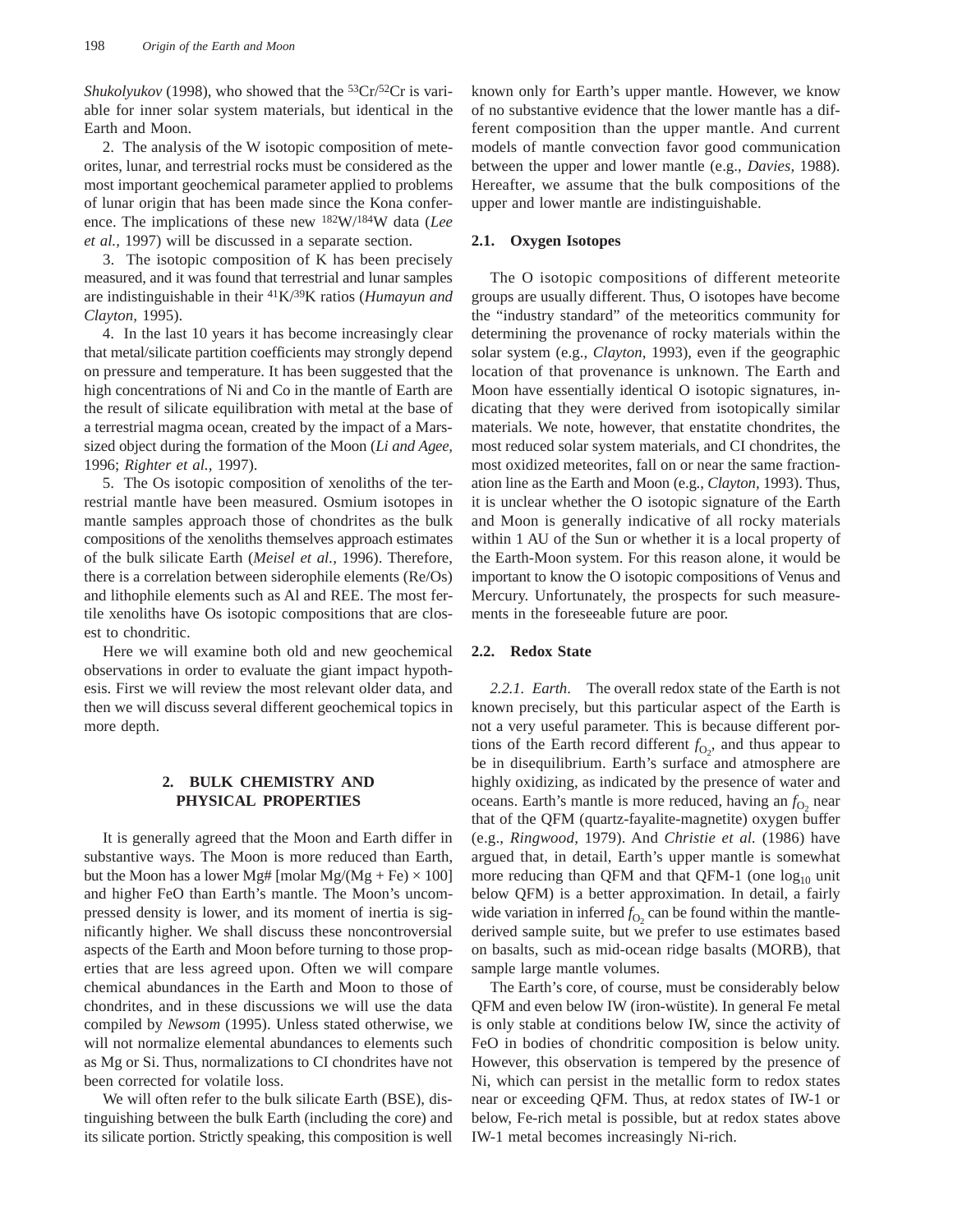*Shukolyukov* (1998), who showed that the $^{53}Cr/^{52}Cr$ is variable for inner solar system materials, but identical in the Earth and Moon.

2. The analysis of the W isotopic composition of meteorites, lunar, and terrestrial rocks must be considered as the most important geochemical parameter applied to problems of lunar origin that has been made since the Kona conference. The implications of these new $^{182}W/^{184}W$ data (*Lee et al.,* 1997) will be discussed in a separate section.

3. The isotopic composition of K has been precisely measured, and it was found that terrestrial and lunar samples are indistinguishable in their $^{41}K/^{39}K$ ratios (*Humayun and Clayton,* 1995).

4. In the last 10 years it has become increasingly clear that metal/silicate partition coefficients may strongly depend on pressure and temperature. It has been suggested that the high concentrations of Ni and Co in the mantle of Earth are the result of silicate equilibration with metal at the base of a terrestrial magma ocean, created by the impact of a Mars-sized object during the formation of the Moon (*Li and Agee,* 1996; *Righter et al.,* 1997).

5. The Os isotopic composition of xenoliths of the terrestrial mantle have been measured. Osmium isotopes in mantle samples approach those of chondrites as the bulk compositions of the xenoliths themselves approach estimates of the bulk silicate Earth (*Meisel et al.,* 1996). Therefore, there is a correlation between siderophile elements (Re/Os) and lithophile elements such as Al and REE. The most fertile xenoliths have Os isotopic compositions that are closest to chondritic.

Here we will examine both old and new geochemical observations in order to evaluate the giant impact hypothesis. First we will review the most relevant older data, and then we will discuss several different geochemical topics in more depth.

## 2. BULK CHEMISTRY AND PHYSICAL PROPERTIES

It is generally agreed that the Moon and Earth differ in substantive ways. The Moon is more reduced than Earth, but the Moon has a lower Mg# [molar $Mg/(Mg + Fe) \times 100$] and higher FeO than Earth's mantle. The Moon's uncompressed density is lower, and its moment of inertia is significantly higher. We shall discuss these noncontroversial aspects of the Earth and Moon before turning to those properties that are less agreed upon. Often we will compare chemical abundances in the Earth and Moon to those of chondrites, and in these discussions we will use the data compiled by *Newsom* (1995). Unless stated otherwise, we will not normalize elemental abundances to elements such as Mg or Si. Thus, normalizations to CI chondrites have not been corrected for volatile loss.

We will often refer to the bulk silicate Earth (BSE), distinguishing between the bulk Earth (including the core) and its silicate portion. Strictly speaking, this composition is well known only for Earth's upper mantle. However, we know of no substantive evidence that the lower mantle has a different composition than the upper mantle. And current models of mantle convection favor good communication between the upper and lower mantle (e.g., *Davies,* 1988). Hereafter, we assume that the bulk compositions of the upper and lower mantle are indistinguishable.

### 2.1. Oxygen Isotopes

The O isotopic compositions of different meteorite groups are usually different. Thus, O isotopes have become the "industry standard" of the meteoritics community for determining the provenance of rocky materials within the solar system (e.g., *Clayton,* 1993), even if the geographic location of that provenance is unknown. The Earth and Moon have essentially identical O isotopic signatures, indicating that they were derived from isotopically similar materials. We note, however, that enstatite chondrites, the most reduced solar system materials, and CI chondrites, the most oxidized meteorites, fall on or near the same fractionation line as the Earth and Moon (e.g., *Clayton,* 1993). Thus, it is unclear whether the O isotopic signature of the Earth and Moon is generally indicative of all rocky materials within 1 AU of the Sun or whether it is a local property of the Earth-Moon system. For this reason alone, it would be important to know the O isotopic compositions of Venus and Mercury. Unfortunately, the prospects for such measurements in the foreseeable future are poor.

### 2.2. Redox State

*2.2.1. Earth.* The overall redox state of the Earth is not known precisely, but this particular aspect of the Earth is not a very useful parameter. This is because different portions of the Earth record different $f_{O_2}$, and thus appear to be in disequilibrium. Earth's surface and atmosphere are highly oxidizing, as indicated by the presence of water and oceans. Earth's mantle is more reduced, having an $f_{O_2}$ near that of the QFM (quartz-fayalite-magnetite) oxygen buffer (e.g., *Ringwood,* 1979). And *Christie et al.* (1986) have argued that, in detail, Earth's upper mantle is somewhat more reducing than QFM and that QFM-1 (one $\log_{10}$ unit below QFM) is a better approximation. In detail, a fairly wide variation in inferred $f_{O_2}$ can be found within the mantle-derived sample suite, but we prefer to use estimates based on basalts, such as mid-ocean ridge basalts (MORB), that sample large mantle volumes.

The Earth's core, of course, must be considerably below QFM and even below IW (iron-wüstite). In general Fe metal is only stable at conditions below IW, since the activity of FeO in bodies of chondritic composition is below unity. However, this observation is tempered by the presence of Ni, which can persist in the metallic form to redox states near or exceeding QFM. Thus, at redox states of IW-1 or below, Fe-rich metal is possible, but at redox states above IW-1 metal becomes increasingly Ni-rich.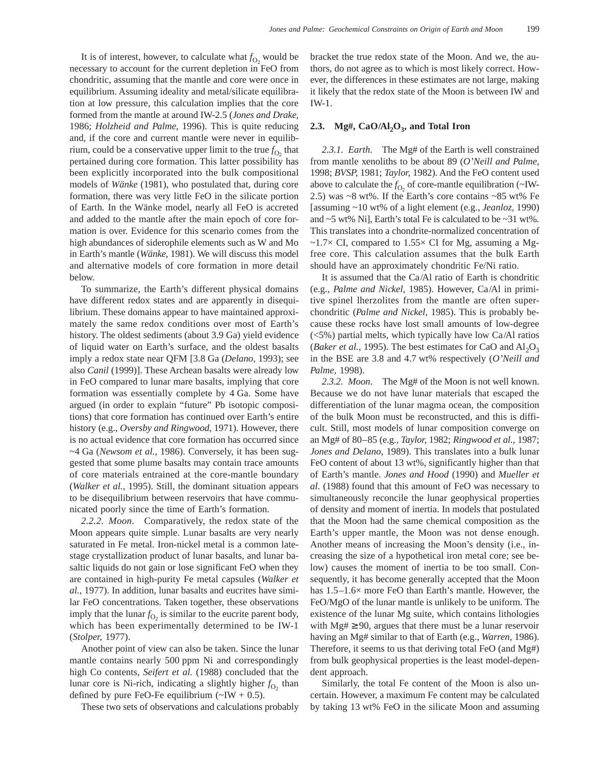It is of interest, however, to calculate what $f_{O_2}$ would be necessary to account for the current depletion in FeO from chondritic, assuming that the mantle and core were once in equilibrium. Assuming ideality and metal/silicate equilibration at low pressure, this calculation implies that the core formed from the mantle at around IW-2.5 (*Jones and Drake,* 1986; *Holzheid and Palme*, 1996). This is quite reducing and, if the core and current mantle were never in equilibrium, could be a conservative upper limit to the true $f_{O_2}$ that pertained during core formation. This latter possibility has been explicitly incorporated into the bulk compositional models of *Wänke* (1981), who postulated that, during core formation, there was very little FeO in the silicate portion of Earth. In the Wänke model, nearly all FeO is accreted and added to the mantle after the main epoch of core formation is over. Evidence for this scenario comes from the high abundances of siderophile elements such as W and Mo in Earth's mantle (*Wänke*, 1981). We will discuss this model and alternative models of core formation in more detail below.

To summarize, the Earth's different physical domains have different redox states and are apparently in disequilibrium. These domains appear to have maintained approximately the same redox conditions over most of Earth's history. The oldest sediments (about 3.9 Ga) yield evidence of liquid water on Earth's surface, and the oldest basalts imply a redox state near QFM [3.8 Ga (*Delano,* 1993); see also *Canil* (1999)]. These Archean basalts were already low in FeO compared to lunar mare basalts, implying that core formation was essentially complete by 4 Ga. Some have argued (in order to explain "future" Pb isotopic compositions) that core formation has continued over Earth's entire history (e.g., *Oversby and Ringwood,* 1971). However, there is no actual evidence that core formation has occurred since ~4 Ga (*Newsom et al.,* 1986). Conversely, it has been suggested that some plume basalts may contain trace amounts of core materials entrained at the core-mantle boundary (*Walker et al.,* 1995). Still, the dominant situation appears to be disequilibrium between reservoirs that have communicated poorly since the time of Earth's formation.

*2.2.2. Moon*. Comparatively, the redox state of the Moon appears quite simple. Lunar basalts are very nearly saturated in Fe metal. Iron-nickel metal is a common late-stage crystallization product of lunar basalts, and lunar basaltic liquids do not gain or lose significant FeO when they are contained in high-purity Fe metal capsules (*Walker et al.,* 1977). In addition, lunar basalts and eucrites have similar FeO concentrations. Taken together, these observations imply that the lunar $f_{O_2}$ is similar to the eucrite parent body, which has been experimentally determined to be IW-1 (*Stolper,* 1977).

Another point of view can also be taken. Since the lunar mantle contains nearly 500 ppm Ni and correspondingly high Co contents, *Seifert et al.* (1988) concluded that the lunar core is Ni-rich, indicating a slightly higher $f_{O_2}$ than defined by pure FeO-Fe equilibrium (~IW + 0.5).

These two sets of observations and calculations probably bracket the true redox state of the Moon. And we, the authors, do not agree as to which is most likely correct. However, the differences in these estimates are not large, making it likely that the redox state of the Moon is between IW and IW-1.

## 2.3. Mg#, $CaO/Al_2O_3$, and Total Iron

*2.3.1. Earth.* The Mg# of the Earth is well constrained from mantle xenoliths to be about 89 (*O'Neill and Palme,* 1998; *BVSP,* 1981; *Taylor,* 1982). And the FeO content used above to calculate the $f_{O_2}$ of core-mantle equilibration (~IW-2.5) was ~8 wt%. If the Earth's core contains ~85 wt% Fe [assuming ~10 wt% of a light element (e.g., *Jeanloz,* 1990) and ~5 wt% Ni], Earth's total Fe is calculated to be ~31 wt%. This translates into a chondrite-normalized concentration of ~1.7× CI, compared to 1.55× CI for Mg, assuming a Mg-free core. This calculation assumes that the bulk Earth should have an approximately chondritic Fe/Ni ratio.

It is assumed that the Ca/Al ratio of Earth is chondritic (e.g., *Palme and Nickel,* 1985). However, Ca/Al in primitive spinel lherzolites from the mantle are often superchondritic (*Palme and Nickel,* 1985). This is probably because these rocks have lost small amounts of low-degree (<5%) partial melts, which typically have low Ca/Al ratios (*Baker et al.,* 1995). The best estimates for CaO and $Al_2O_3$ in the BSE are 3.8 and 4.7 wt% respectively (*O'Neill and Palme,* 1998).

*2.3.2. Moon*. The Mg# of the Moon is not well known. Because we do not have lunar materials that escaped the differentiation of the lunar magma ocean, the composition of the bulk Moon must be reconstructed, and this is difficult. Still, most models of lunar composition converge on an Mg# of 80–85 (e.g., *Taylor,* 1982; *Ringwood et al.,* 1987; *Jones and Delano,* 1989). This translates into a bulk lunar FeO content of about 13 wt%, significantly higher than that of Earth's mantle. *Jones and Hood* (1990) and *Mueller et al.* (1988) found that this amount of FeO was necessary to simultaneously reconcile the lunar geophysical properties of density and moment of inertia. In models that postulated that the Moon had the same chemical composition as the Earth's upper mantle, the Moon was not dense enough. Another means of increasing the Moon's density (i.e., increasing the size of a hypothetical iron metal core; see below) causes the moment of inertia to be too small. Consequently, it has become generally accepted that the Moon has 1.5–1.6× more FeO than Earth's mantle. However, the FeO/MgO of the lunar mantle is unlikely to be uniform. The existence of the lunar Mg suite, which contains lithologies with Mg# ≥ 90, argues that there must be a lunar reservoir having an Mg# similar to that of Earth (e.g., *Warren*, 1986). Therefore, it seems to us that deriving total FeO (and Mg#) from bulk geophysical properties is the least model-dependent approach.

Similarly, the total Fe content of the Moon is also uncertain. However, a maximum Fe content may be calculated by taking 13 wt% FeO in the silicate Moon and assuming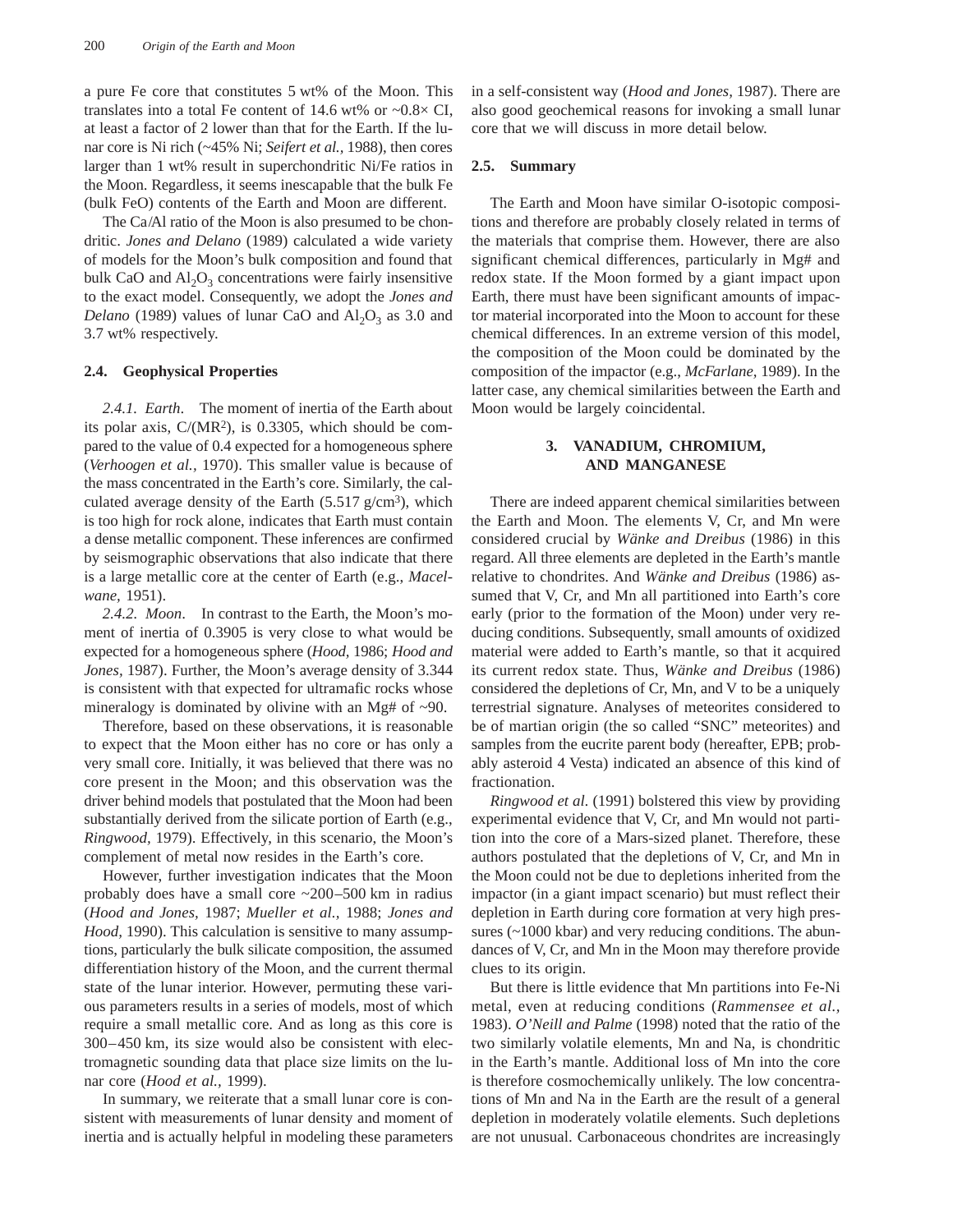a pure Fe core that constitutes 5 wt% of the Moon. This translates into a total Fe content of 14.6 wt% or ~0.8× CI, at least a factor of 2 lower than that for the Earth. If the lunar core is Ni rich (~45% Ni; *Seifert et al.,* 1988), then cores larger than 1 wt% result in superchondritic Ni/Fe ratios in the Moon. Regardless, it seems inescapable that the bulk Fe (bulk FeO) contents of the Earth and Moon are different.

The Ca/Al ratio of the Moon is also presumed to be chondritic. *Jones and Delano* (1989) calculated a wide variety of models for the Moon's bulk composition and found that bulk CaO and $Al_2O_3$ concentrations were fairly insensitive to the exact model. Consequently, we adopt the *Jones and Delano* (1989) values of lunar CaO and $Al_2O_3$ as 3.0 and 3.7 wt% respectively.

### 2.4. Geophysical Properties

*2.4.1. Earth.* The moment of inertia of the Earth about its polar axis, $C/(MR^2)$, is 0.3305, which should be compared to the value of 0.4 expected for a homogeneous sphere (*Verhoogen et al.,* 1970). This smaller value is because of the mass concentrated in the Earth's core. Similarly, the calculated average density of the Earth (5.517 g/cm$^3$), which is too high for rock alone, indicates that Earth must contain a dense metallic component. These inferences are confirmed by seismographic observations that also indicate that there is a large metallic core at the center of Earth (e.g., *Macelwane,* 1951).

*2.4.2. Moon.* In contrast to the Earth, the Moon's moment of inertia of 0.3905 is very close to what would be expected for a homogeneous sphere (*Hood,* 1986; *Hood and Jones,* 1987). Further, the Moon's average density of 3.344 is consistent with that expected for ultramafic rocks whose mineralogy is dominated by olivine with an Mg# of ~90.

Therefore, based on these observations, it is reasonable to expect that the Moon either has no core or has only a very small core. Initially, it was believed that there was no core present in the Moon; and this observation was the driver behind models that postulated that the Moon had been substantially derived from the silicate portion of Earth (e.g., *Ringwood,* 1979). Effectively, in this scenario, the Moon's complement of metal now resides in the Earth's core.

However, further investigation indicates that the Moon probably does have a small core ~200–500 km in radius (*Hood and Jones,* 1987; *Mueller et al.,* 1988; *Jones and Hood,* 1990). This calculation is sensitive to many assumptions, particularly the bulk silicate composition, the assumed differentiation history of the Moon, and the current thermal state of the lunar interior. However, permuting these various parameters results in a series of models, most of which require a small metallic core. And as long as this core is 300–450 km, its size would also be consistent with electromagnetic sounding data that place size limits on the lunar core (*Hood et al.,* 1999).

In summary, we reiterate that a small lunar core is consistent with measurements of lunar density and moment of inertia and is actually helpful in modeling these parameters in a self-consistent way (*Hood and Jones,* 1987). There are also good geochemical reasons for invoking a small lunar core that we will discuss in more detail below.

### 2.5. Summary

The Earth and Moon have similar O-isotopic compositions and therefore are probably closely related in terms of the materials that comprise them. However, there are also significant chemical differences, particularly in Mg# and redox state. If the Moon formed by a giant impact upon Earth, there must have been significant amounts of impactor material incorporated into the Moon to account for these chemical differences. In an extreme version of this model, the composition of the Moon could be dominated by the composition of the impactor (e.g., *McFarlane,* 1989). In the latter case, any chemical similarities between the Earth and Moon would be largely coincidental.

## 3. VANADIUM, CHROMIUM, AND MANGANESE

There are indeed apparent chemical similarities between the Earth and Moon. The elements V, Cr, and Mn were considered crucial by *Wänke and Dreibus* (1986) in this regard. All three elements are depleted in the Earth's mantle relative to chondrites. And *Wänke and Dreibus* (1986) assumed that V, Cr, and Mn all partitioned into Earth's core early (prior to the formation of the Moon) under very reducing conditions. Subsequently, small amounts of oxidized material were added to Earth's mantle, so that it acquired its current redox state. Thus, *Wänke and Dreibus* (1986) considered the depletions of Cr, Mn, and V to be a uniquely terrestrial signature. Analyses of meteorites considered to be of martian origin (the so called "SNC" meteorites) and samples from the eucrite parent body (hereafter, EPB; probably asteroid 4 Vesta) indicated an absence of this kind of fractionation.

*Ringwood et al.* (1991) bolstered this view by providing experimental evidence that V, Cr, and Mn would not partition into the core of a Mars-sized planet. Therefore, these authors postulated that the depletions of V, Cr, and Mn in the Moon could not be due to depletions inherited from the impactor (in a giant impact scenario) but must reflect their depletion in Earth during core formation at very high pressures (~1000 kbar) and very reducing conditions. The abundances of V, Cr, and Mn in the Moon may therefore provide clues to its origin.

But there is little evidence that Mn partitions into Fe-Ni metal, even at reducing conditions (*Rammensee et al.,* 1983). *O'Neill and Palme* (1998) noted that the ratio of the two similarly volatile elements, Mn and Na, is chondritic in the Earth's mantle. Additional loss of Mn into the core is therefore cosmochemically unlikely. The low concentrations of Mn and Na in the Earth are the result of a general depletion in moderately volatile elements. Such depletions are not unusual. Carbonaceous chondrites are increasingly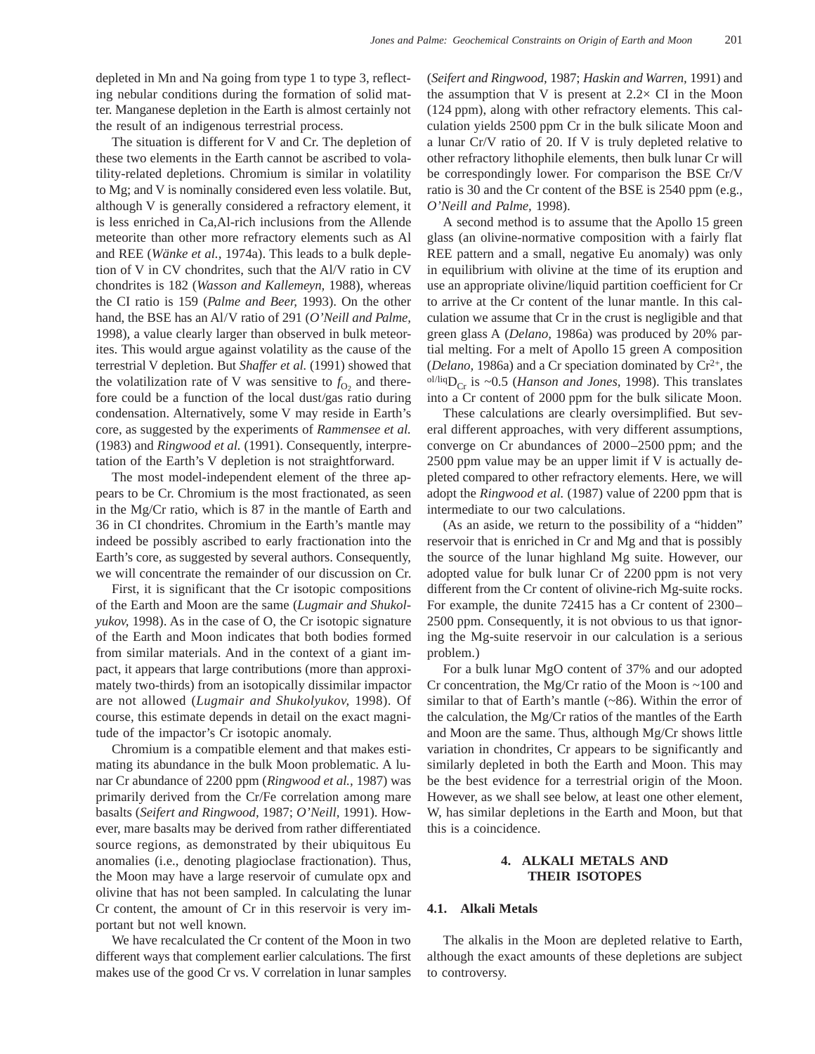depleted in Mn and Na going from type 1 to type 3, reflecting nebular conditions during the formation of solid matter. Manganese depletion in the Earth is almost certainly not the result of an indigenous terrestrial process.

The situation is different for V and Cr. The depletion of these two elements in the Earth cannot be ascribed to volatility-related depletions. Chromium is similar in volatility to Mg; and V is nominally considered even less volatile. But, although V is generally considered a refractory element, it is less enriched in Ca,Al-rich inclusions from the Allende meteorite than other more refractory elements such as Al and REE (*Wänke et al.,* 1974a). This leads to a bulk depletion of V in CV chondrites, such that the Al/V ratio in CV chondrites is 182 (*Wasson and Kallemeyn,* 1988), whereas the CI ratio is 159 (*Palme and Beer,* 1993). On the other hand, the BSE has an Al/V ratio of 291 (*O'Neill and Palme,* 1998), a value clearly larger than observed in bulk meteorites. This would argue against volatility as the cause of the terrestrial V depletion. But *Shaffer et al.* (1991) showed that the volatilization rate of V was sensitive to $f_{O_2}$ and therefore could be a function of the local dust/gas ratio during condensation. Alternatively, some V may reside in Earth's core, as suggested by the experiments of *Rammensee et al.* (1983) and *Ringwood et al.* (1991). Consequently, interpretation of the Earth's V depletion is not straightforward.

The most model-independent element of the three appears to be Cr. Chromium is the most fractionated, as seen in the Mg/Cr ratio, which is 87 in the mantle of Earth and 36 in CI chondrites. Chromium in the Earth's mantle may indeed be possibly ascribed to early fractionation into the Earth's core, as suggested by several authors. Consequently, we will concentrate the remainder of our discussion on Cr.

First, it is significant that the Cr isotopic compositions of the Earth and Moon are the same (*Lugmair and Shukolyukov,* 1998). As in the case of O, the Cr isotopic signature of the Earth and Moon indicates that both bodies formed from similar materials. And in the context of a giant impact, it appears that large contributions (more than approximately two-thirds) from an isotopically dissimilar impactor are not allowed (*Lugmair and Shukolyukov,* 1998). Of course, this estimate depends in detail on the exact magnitude of the impactor's Cr isotopic anomaly.

Chromium is a compatible element and that makes estimating its abundance in the bulk Moon problematic. A lunar Cr abundance of 2200 ppm (*Ringwood et al.,* 1987) was primarily derived from the Cr/Fe correlation among mare basalts (*Seifert and Ringwood,* 1987; *O'Neill,* 1991). However, mare basalts may be derived from rather differentiated source regions, as demonstrated by their ubiquitous Eu anomalies (i.e., denoting plagioclase fractionation). Thus, the Moon may have a large reservoir of cumulate opx and olivine that has not been sampled. In calculating the lunar Cr content, the amount of Cr in this reservoir is very important but not well known.

We have recalculated the Cr content of the Moon in two different ways that complement earlier calculations. The first makes use of the good Cr vs. V correlation in lunar samples (*Seifert and Ringwood,* 1987; *Haskin and Warren,* 1991) and the assumption that V is present at 2.2× CI in the Moon (124 ppm), along with other refractory elements. This calculation yields 2500 ppm Cr in the bulk silicate Moon and a lunar Cr/V ratio of 20. If V is truly depleted relative to other refractory lithophile elements, then bulk lunar Cr will be correspondingly lower. For comparison the BSE Cr/V ratio is 30 and the Cr content of the BSE is 2540 ppm (e.g., *O'Neill and Palme,* 1998).

A second method is to assume that the Apollo 15 green glass (an olivine-normative composition with a fairly flat REE pattern and a small, negative Eu anomaly) was only in equilibrium with olivine at the time of its eruption and use an appropriate olivine/liquid partition coefficient for Cr to arrive at the Cr content of the lunar mantle. In this calculation we assume that Cr in the crust is negligible and that green glass A (*Delano,* 1986a) was produced by 20% partial melting. For a melt of Apollo 15 green A composition (*Delano,* 1986a) and a Cr speciation dominated by $Cr^{2+}$, the $^{ol/liq}D_{Cr}$ is ~0.5 (*Hanson and Jones,* 1998). This translates into a Cr content of 2000 ppm for the bulk silicate Moon.

These calculations are clearly oversimplified. But several different approaches, with very different assumptions, converge on Cr abundances of 2000–2500 ppm; and the 2500 ppm value may be an upper limit if V is actually depleted compared to other refractory elements. Here, we will adopt the *Ringwood et al.* (1987) value of 2200 ppm that is intermediate to our two calculations.

(As an aside, we return to the possibility of a "hidden" reservoir that is enriched in Cr and Mg and that is possibly the source of the lunar highland Mg suite. However, our adopted value for bulk lunar Cr of 2200 ppm is not very different from the Cr content of olivine-rich Mg-suite rocks. For example, the dunite 72415 has a Cr content of 2300–2500 ppm. Consequently, it is not obvious to us that ignoring the Mg-suite reservoir in our calculation is a serious problem.)

For a bulk lunar MgO content of 37% and our adopted Cr concentration, the Mg/Cr ratio of the Moon is ~100 and similar to that of Earth's mantle (~86). Within the error of the calculation, the Mg/Cr ratios of the mantles of the Earth and Moon are the same. Thus, although Mg/Cr shows little variation in chondrites, Cr appears to be significantly and similarly depleted in both the Earth and Moon. This may be the best evidence for a terrestrial origin of the Moon. However, as we shall see below, at least one other element, W, has similar depletions in the Earth and Moon, but that this is a coincidence.

## 4. ALKALI METALS AND THEIR ISOTOPES

### 4.1. Alkali Metals

The alkalis in the Moon are depleted relative to Earth, although the exact amounts of these depletions are subject to controversy.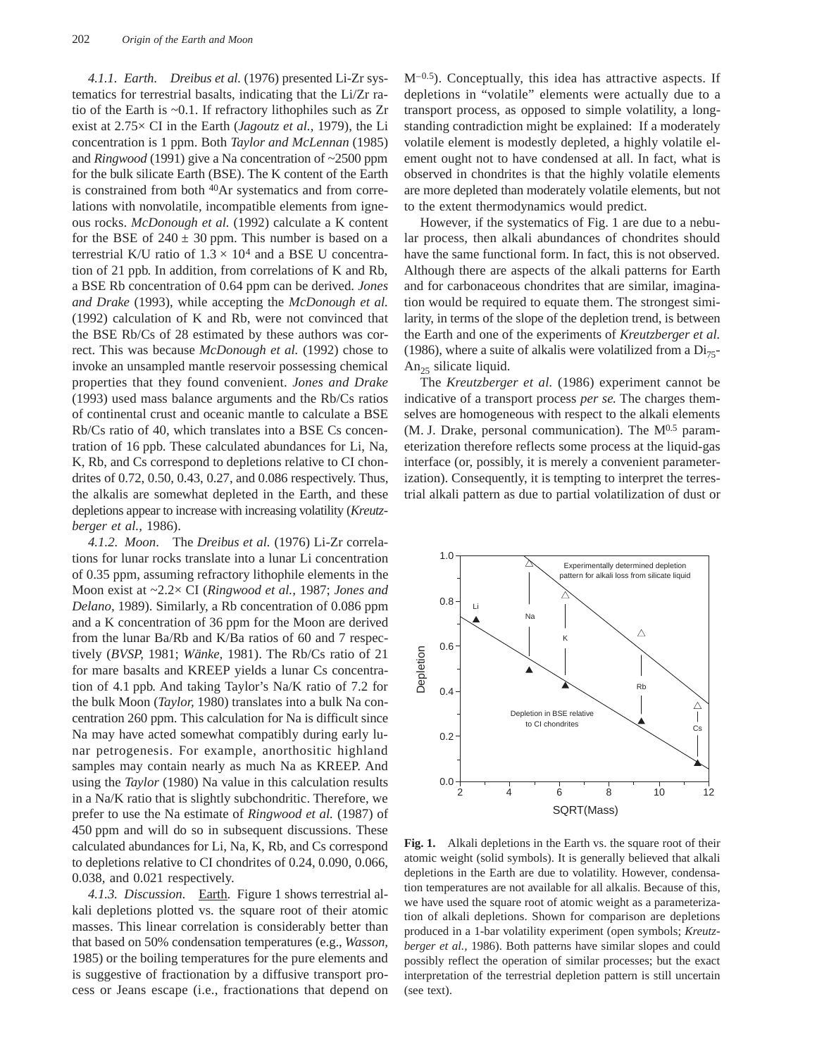*4.1.1. Earth.* *Dreibus et al.* (1976) presented Li-Zr systematics for terrestrial basalts, indicating that the Li/Zr ratio of the Earth is ~0.1. If refractory lithophiles such as Zr exist at 2.75× CI in the Earth (*Jagoutz et al.,* 1979), the Li concentration is 1 ppm. Both *Taylor and McLennan* (1985) and *Ringwood* (1991) give a Na concentration of ~2500 ppm for the bulk silicate Earth (BSE). The K content of the Earth is constrained from both $^{40}Ar$ systematics and from correlations with nonvolatile, incompatible elements from igneous rocks. *McDonough et al.* (1992) calculate a K content for the BSE of 240 ± 30 ppm. This number is based on a terrestrial K/U ratio of $1.3 \times 10^4$ and a BSE U concentration of 21 ppb. In addition, from correlations of K and Rb, a BSE Rb concentration of 0.64 ppm can be derived. *Jones and Drake* (1993), while accepting the *McDonough et al.* (1992) calculation of K and Rb, were not convinced that the BSE Rb/Cs of 28 estimated by these authors was correct. This was because *McDonough et al.* (1992) chose to invoke an unsampled mantle reservoir possessing chemical properties that they found convenient. *Jones and Drake* (1993) used mass balance arguments and the Rb/Cs ratios of continental crust and oceanic mantle to calculate a BSE Rb/Cs ratio of 40, which translates into a BSE Cs concentration of 16 ppb. These calculated abundances for Li, Na, K, Rb, and Cs correspond to depletions relative to CI chondrites of 0.72, 0.50, 0.43, 0.27, and 0.086 respectively. Thus, the alkalis are somewhat depleted in the Earth, and these depletions appear to increase with increasing volatility (*Kreutzberger et al.,* 1986).

*4.1.2. Moon.* The *Dreibus et al.* (1976) Li-Zr correlations for lunar rocks translate into a lunar Li concentration of 0.35 ppm, assuming refractory lithophile elements in the Moon exist at ~2.2× CI (*Ringwood et al.,* 1987; *Jones and Delano,* 1989). Similarly, a Rb concentration of 0.086 ppm and a K concentration of 36 ppm for the Moon are derived from the lunar Ba/Rb and K/Ba ratios of 60 and 7 respectively (*BVSP,* 1981; *Wänke,* 1981). The Rb/Cs ratio of 21 for mare basalts and KREEP yields a lunar Cs concentration of 4.1 ppb. And taking Taylor's Na/K ratio of 7.2 for the bulk Moon (*Taylor,* 1980) translates into a bulk Na concentration 260 ppm. This calculation for Na is difficult since Na may have acted somewhat compatibly during early lunar petrogenesis. For example, anorthositic highland samples may contain nearly as much Na as KREEP. And using the *Taylor* (1980) Na value in this calculation results in a Na/K ratio that is slightly subchondritic. Therefore, we prefer to use the Na estimate of *Ringwood et al.* (1987) of 450 ppm and will do so in subsequent discussions. These calculated abundances for Li, Na, K, Rb, and Cs correspond to depletions relative to CI chondrites of 0.24, 0.090, 0.066, 0.038, and 0.021 respectively.

*4.1.3. Discussion.* Earth. Figure 1 shows terrestrial alkali depletions plotted vs. the square root of their atomic masses. This linear correlation is considerably better than that based on 50% condensation temperatures (e.g., *Wasson,* 1985) or the boiling temperatures for the pure elements and is suggestive of fractionation by a diffusive transport process or Jeans escape (i.e., fractionations that depend on $M^{-0.5}$). Conceptually, this idea has attractive aspects. If depletions in "volatile" elements were actually due to a transport process, as opposed to simple volatility, a longstanding contradiction might be explained: If a moderately volatile element is modestly depleted, a highly volatile element ought not to have condensed at all. In fact, what is observed in chondrites is that the highly volatile elements are more depleted than moderately volatile elements, but not to the extent thermodynamics would predict.

However, if the systematics of Fig. 1 are due to a nebular process, then alkali abundances of chondrites should have the same functional form. In fact, this is not observed. Although there are aspects of the alkali patterns for Earth and for carbonaceous chondrites that are similar, imagination would be required to equate them. The strongest similarity, in terms of the slope of the depletion trend, is between the Earth and one of the experiments of *Kreutzberger et al.* (1986), where a suite of alkalis were volatilized from a $Di_{75}$-$An_{25}$ silicate liquid.

The *Kreutzberger et al.* (1986) experiment cannot be indicative of a transport process *per se.* The charges themselves are homogeneous with respect to the alkali elements (M. J. Drake, personal communication). The $M^{0.5}$ parameterization therefore reflects some process at the liquid-gas interface (or, possibly, it is merely a convenient parameterization). Consequently, it is tempting to interpret the terrestrial alkali pattern as due to partial volatilization of dust or

**Fig. 1.** Alkali depletions in the Earth vs. the square root of their atomic weight (solid symbols). It is generally believed that alkali depletions in the Earth are due to volatility. However, condensation temperatures are not available for all alkalis. Because of this, we have used the square root of atomic weight as a parameterization of alkali depletions. Shown for comparison are depletions produced in a 1-bar volatility experiment (open symbols; *Kreutzberger et al.,* 1986). Both patterns have similar slopes and could possibly reflect the operation of similar processes; but the exact interpretation of the terrestrial depletion pattern is still uncertain (see text).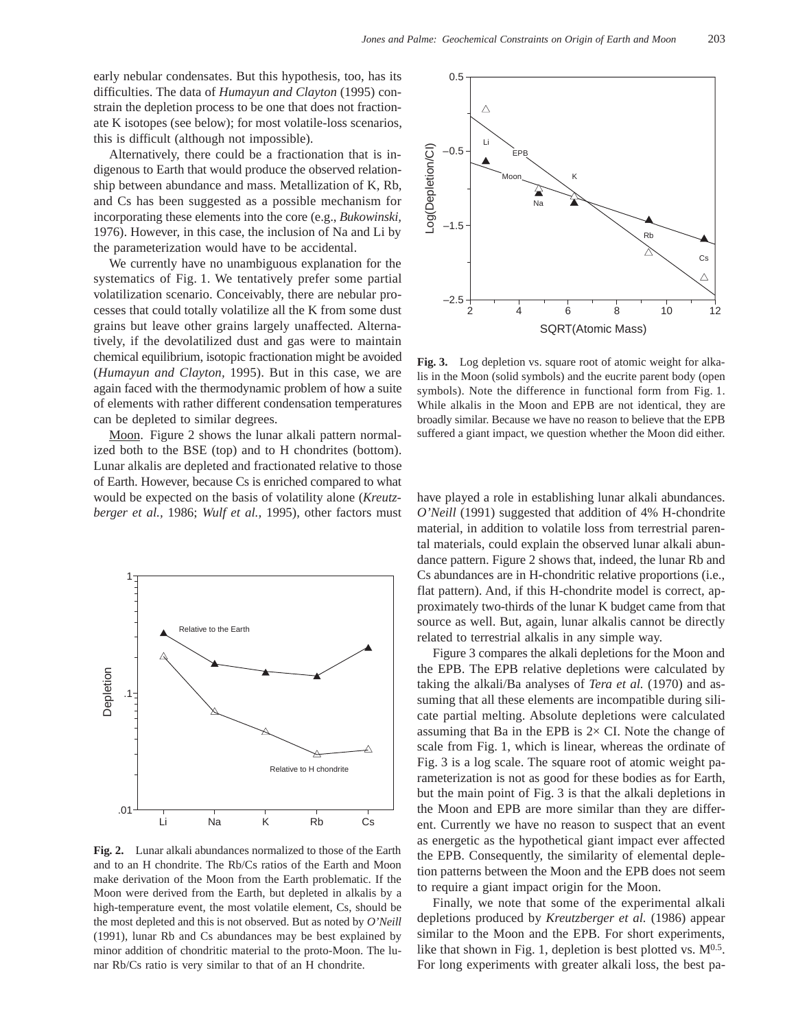early nebular condensates. But this hypothesis, too, has its difficulties. The data of *Humayun and Clayton* (1995) constrain the depletion process to be one that does not fractionate K isotopes (see below); for most volatile-loss scenarios, this is difficult (although not impossible).

Alternatively, there could be a fractionation that is indigenous to Earth that would produce the observed relationship between abundance and mass. Metallization of K, Rb, and Cs has been suggested as a possible mechanism for incorporating these elements into the core (e.g., *Bukowinski,* 1976). However, in this case, the inclusion of Na and Li by the parameterization would have to be accidental.

We currently have no unambiguous explanation for the systematics of Fig. 1. We tentatively prefer some partial volatilization scenario. Conceivably, there are nebular processes that could totally volatilize all the K from some dust grains but leave other grains largely unaffected. Alternatively, if the devolatilized dust and gas were to maintain chemical equilibrium, isotopic fractionation might be avoided (*Humayun and Clayton*, 1995). But in this case, we are again faced with the thermodynamic problem of how a suite of elements with rather different condensation temperatures can be depleted to similar degrees.

Moon. Figure 2 shows the lunar alkali pattern normalized both to the BSE (top) and to H chondrites (bottom). Lunar alkalis are depleted and fractionated relative to those of Earth. However, because Cs is enriched compared to what would be expected on the basis of volatility alone (*Kreutzberger et al.*, 1986; *Wulf et al.,* 1995), other factors must have played a role in establishing lunar alkali abundances. *O'Neill* (1991) suggested that addition of 4% H-chondrite material, in addition to volatile loss from terrestrial parental materials, could explain the observed lunar alkali abundance pattern. Figure 2 shows that, indeed, the lunar Rb and Cs abundances are in H-chondritic relative proportions (i.e., flat pattern). And, if this H-chondrite model is correct, approximately two-thirds of the lunar K budget came from that source as well. But, again, lunar alkalis cannot be directly related to terrestrial alkalis in any simple way.

**Fig. 2.** Lunar alkali abundances normalized to those of the Earth and to an H chondrite. The Rb/Cs ratios of the Earth and Moon make derivation of the Moon from the Earth problematic. If the Moon were derived from the Earth, but depleted in alkalis by a high-temperature event, the most volatile element, Cs, should be the most depleted and this is not observed. But as noted by *O'Neill* (1991), lunar Rb and Cs abundances may be best explained by minor addition of chondritic material to the proto-Moon. The lunar Rb/Cs ratio is very similar to that of an H chondrite.

**Fig. 3.** Log depletion vs. square root of atomic weight for alkalis in the Moon (solid symbols) and the eucrite parent body (open symbols). Note the difference in functional form from Fig. 1. While alkalis in the Moon and EPB are not identical, they are broadly similar. Because we have no reason to believe that the EPB suffered a giant impact, we question whether the Moon did either.

Figure 3 compares the alkali depletions for the Moon and the EPB. The EPB relative depletions were calculated by taking the alkali/Ba analyses of *Tera et al.* (1970) and assuming that all these elements are incompatible during silicate partial melting. Absolute depletions were calculated assuming that Ba in the EPB is 2× CI. Note the change of scale from Fig. 1, which is linear, whereas the ordinate of Fig. 3 is a log scale. The square root of atomic weight parameterization is not as good for these bodies as for Earth, but the main point of Fig. 3 is that the alkali depletions in the Moon and EPB are more similar than they are different. Currently we have no reason to suspect that an event as energetic as the hypothetical giant impact ever affected the EPB. Consequently, the similarity of elemental depletion patterns between the Moon and the EPB does not seem to require a giant impact origin for the Moon.

Finally, we note that some of the experimental alkali depletions produced by *Kreutzberger et al.* (1986) appear similar to the Moon and the EPB. For short experiments, like that shown in Fig. 1, depletion is best plotted vs. $M^{0.5}$. For long experiments with greater alkali loss, the best pa-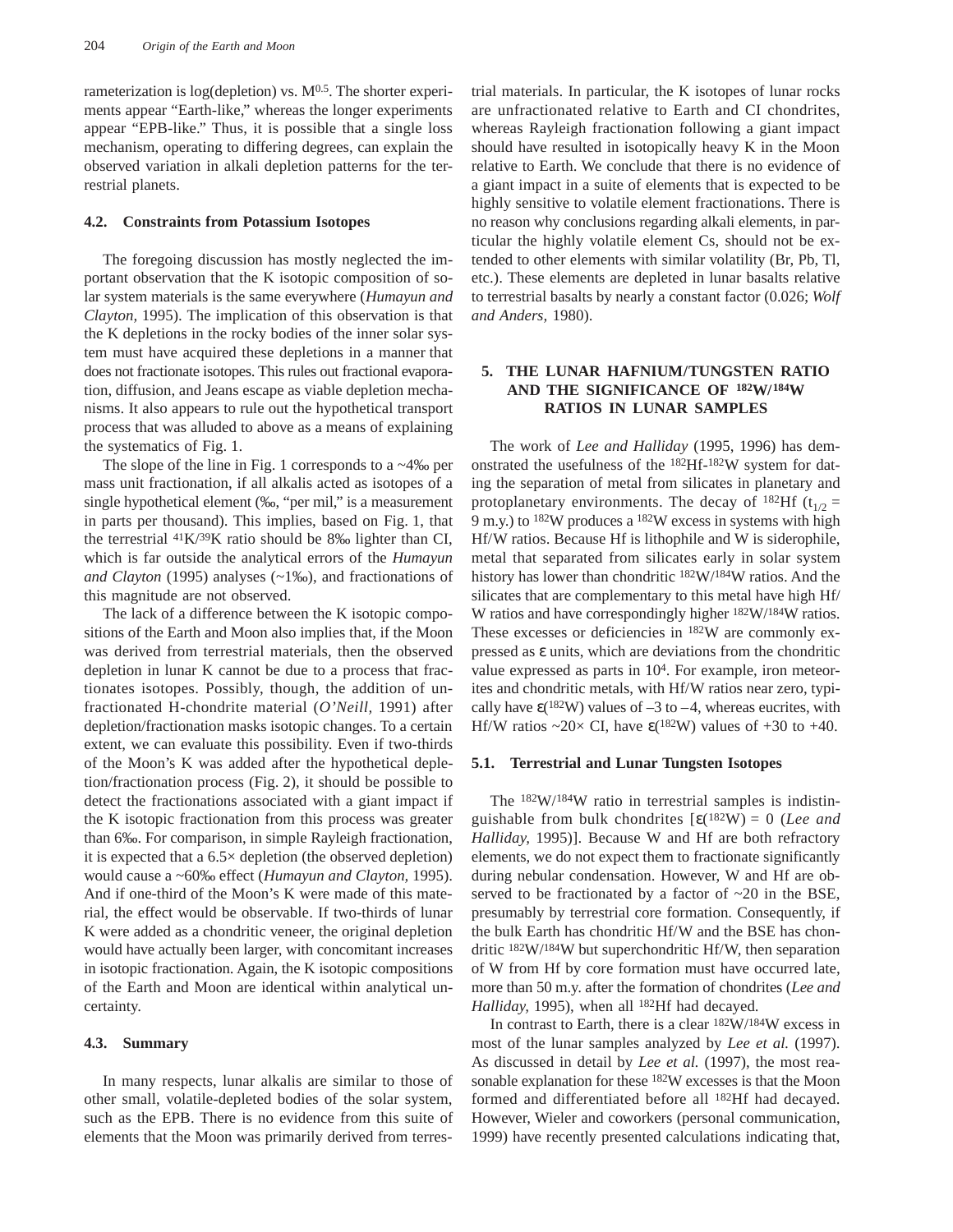rameterization is log(depletion) vs. $M^{0.5}$. The shorter experiments appear "Earth-like," whereas the longer experiments appear "EPB-like." Thus, it is possible that a single loss mechanism, operating to differing degrees, can explain the observed variation in alkali depletion patterns for the terrestrial planets.

### 4.2. Constraints from Potassium Isotopes

The foregoing discussion has mostly neglected the important observation that the K isotopic composition of solar system materials is the same everywhere (*Humayun and Clayton,* 1995). The implication of this observation is that the K depletions in the rocky bodies of the inner solar system must have acquired these depletions in a manner that does not fractionate isotopes. This rules out fractional evaporation, diffusion, and Jeans escape as viable depletion mechanisms. It also appears to rule out the hypothetical transport process that was alluded to above as a means of explaining the systematics of Fig. 1.

The slope of the line in Fig. 1 corresponds to a ~4‰ per mass unit fractionation, if all alkalis acted as isotopes of a single hypothetical element (‰, "per mil," is a measurement in parts per thousand). This implies, based on Fig. 1, that the terrestrial $^{41}K/^{39}K$ ratio should be 8‰ lighter than CI, which is far outside the analytical errors of the *Humayun and Clayton* (1995) analyses (~1‰), and fractionations of this magnitude are not observed.

The lack of a difference between the K isotopic compositions of the Earth and Moon also implies that, if the Moon was derived from terrestrial materials, then the observed depletion in lunar K cannot be due to a process that fractionates isotopes. Possibly, though, the addition of unfractionated H-chondrite material (*O'Neill,* 1991) after depletion/fractionation masks isotopic changes. To a certain extent, we can evaluate this possibility. Even if two-thirds of the Moon's K was added after the hypothetical depletion/fractionation process (Fig. 2), it should be possible to detect the fractionations associated with a giant impact if the K isotopic fractionation from this process was greater than 6‰. For comparison, in simple Rayleigh fractionation, it is expected that a 6.5× depletion (the observed depletion) would cause a ~60‰ effect (*Humayun and Clayton,* 1995). And if one-third of the Moon's K were made of this material, the effect would be observable. If two-thirds of lunar K were added as a chondritic veneer, the original depletion would have actually been larger, with concomitant increases in isotopic fractionation. Again, the K isotopic compositions of the Earth and Moon are identical within analytical uncertainty.

### 4.3. Summary

In many respects, lunar alkalis are similar to those of other small, volatile-depleted bodies of the solar system, such as the EPB. There is no evidence from this suite of elements that the Moon was primarily derived from terrestrial materials. In particular, the K isotopes of lunar rocks are unfractionated relative to Earth and CI chondrites, whereas Rayleigh fractionation following a giant impact should have resulted in isotopically heavy K in the Moon relative to Earth. We conclude that there is no evidence of a giant impact in a suite of elements that is expected to be highly sensitive to volatile element fractionations. There is no reason why conclusions regarding alkali elements, in particular the highly volatile element Cs, should not be extended to other elements with similar volatility (Br, Pb, Tl, etc.). These elements are depleted in lunar basalts relative to terrestrial basalts by nearly a constant factor (0.026; *Wolf and Anders,* 1980).

## 5. THE LUNAR HAFNIUM/TUNGSTEN RATIO AND THE SIGNIFICANCE OF $^{182}W/^{184}W$ RATIOS IN LUNAR SAMPLES

The work of *Lee and Halliday* (1995, 1996) has demonstrated the usefulness of the $^{182}Hf$-$^{182}W$ system for dating the separation of metal from silicates in planetary and protoplanetary environments. The decay of $^{182}Hf$ ($t_{1/2}$ = 9 m.y.) to $^{182}W$ produces a $^{182}W$ excess in systems with high Hf/W ratios. Because Hf is lithophile and W is siderophile, metal that separated from silicates early in solar system history has lower than chondritic $^{182}W/^{184}W$ ratios. And the silicates that are complementary to this metal have high Hf/W ratios and have correspondingly higher $^{182}W/^{184}W$ ratios. These excesses or deficiencies in $^{182}W$ are commonly expressed as ε units, which are deviations from the chondritic value expressed as parts in $10^4$. For example, iron meteorites and chondritic metals, with Hf/W ratios near zero, typically have $\varepsilon(^{182}W)$ values of –3 to –4, whereas eucrites, with Hf/W ratios ~20× CI, have $\varepsilon(^{182}W)$ values of +30 to +40.

### 5.1. Terrestrial and Lunar Tungsten Isotopes

The $^{182}W/^{184}W$ ratio in terrestrial samples is indistinguishable from bulk chondrites [$\varepsilon(^{182}W)$ = 0 (*Lee and Halliday,* 1995)]. Because W and Hf are both refractory elements, we do not expect them to fractionate significantly during nebular condensation. However, W and Hf are observed to be fractionated by a factor of ~20 in the BSE, presumably by terrestrial core formation. Consequently, if the bulk Earth has chondritic Hf/W and the BSE has chondritic $^{182}W/^{184}W$ but superchondritic Hf/W, then separation of W from Hf by core formation must have occurred late, more than 50 m.y. after the formation of chondrites (*Lee and Halliday,* 1995), when all $^{182}Hf$ had decayed.

In contrast to Earth, there is a clear $^{182}W/^{184}W$ excess in most of the lunar samples analyzed by *Lee et al.* (1997). As discussed in detail by *Lee et al.* (1997), the most reasonable explanation for these $^{182}W$ excesses is that the Moon formed and differentiated before all $^{182}Hf$ had decayed. However, Wieler and coworkers (personal communication, 1999) have recently presented calculations indicating that,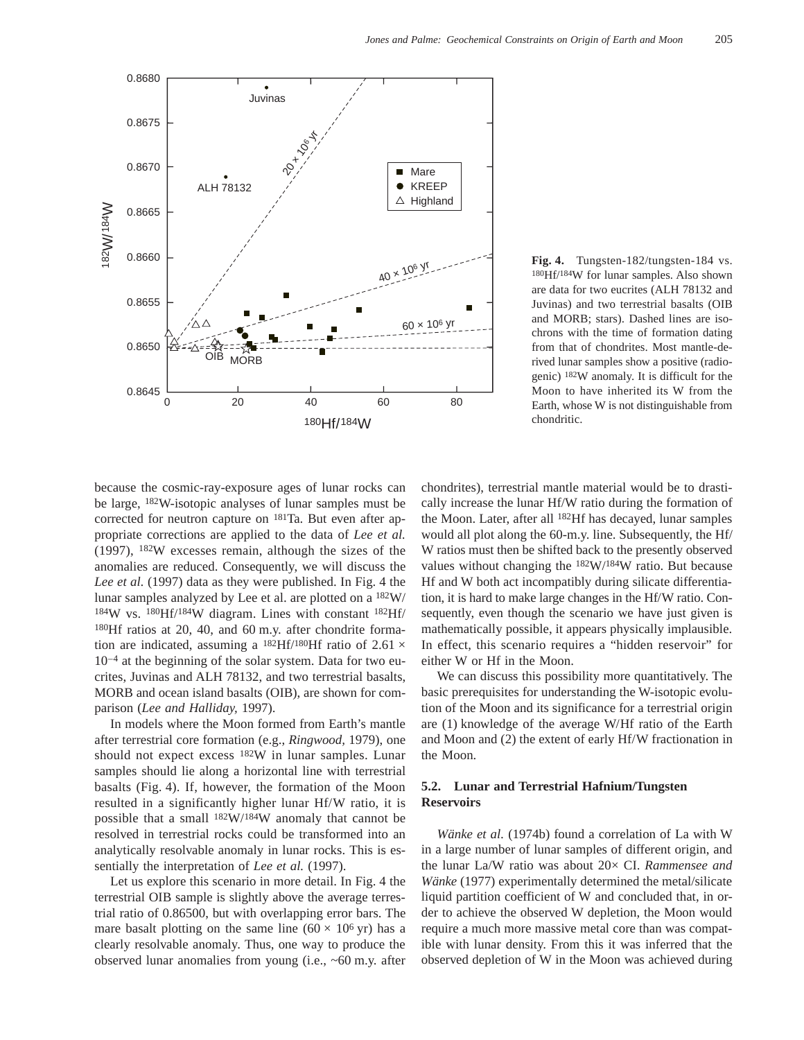**Fig. 4.** Tungsten-182/tungsten-184 vs. $^{180}Hf/^{184}W$ for lunar samples. Also shown are data for two eucrites (ALH 78132 and Juvinas) and two terrestrial basalts (OIB and MORB; stars). Dashed lines are isochrons with the time of formation dating from that of chondrites. Most mantle-derived lunar samples show a positive (radiogenic) $^{182}W$ anomaly. It is difficult for the Moon to have inherited its W from the Earth, whose W is not distinguishable from chondritic.

because the cosmic-ray-exposure ages of lunar rocks can be large, $^{182}W$-isotopic analyses of lunar samples must be corrected for neutron capture on $^{181}Ta$. But even after appropriate corrections are applied to the data of *Lee et al.* (1997), $^{182}W$ excesses remain, although the sizes of the anomalies are reduced. Consequently, we will discuss the *Lee et al.* (1997) data as they were published. In Fig. 4 the lunar samples analyzed by Lee et al. are plotted on a $^{182}W/^{184}W$ vs. $^{180}Hf/^{184}W$ diagram. Lines with constant $^{182}Hf/^{180}Hf$ ratios at 20, 40, and 60 m.y. after chondrite formation are indicated, assuming a $^{182}Hf/^{180}Hf$ ratio of $2.61 \times 10^{-4}$ at the beginning of the solar system. Data for two eucrites, Juvinas and ALH 78132, and two terrestrial basalts, MORB and ocean island basalts (OIB), are shown for comparison (*Lee and Halliday,* 1997).

In models where the Moon formed from Earth's mantle after terrestrial core formation (e.g., *Ringwood,* 1979), one should not expect excess $^{182}W$ in lunar samples. Lunar samples should lie along a horizontal line with terrestrial basalts (Fig. 4). If, however, the formation of the Moon resulted in a significantly higher lunar Hf/W ratio, it is possible that a small $^{182}W/^{184}W$ anomaly that cannot be resolved in terrestrial rocks could be transformed into an analytically resolvable anomaly in lunar rocks. This is essentially the interpretation of *Lee et al.* (1997).

Let us explore this scenario in more detail. In Fig. 4 the terrestrial OIB sample is slightly above the average terrestrial ratio of 0.86500, but with overlapping error bars. The mare basalt plotting on the same line ($60 \times 10^6$ yr) has a clearly resolvable anomaly. Thus, one way to produce the observed lunar anomalies from young (i.e., ~60 m.y. after chondrites), terrestrial mantle material would be to drastically increase the lunar Hf/W ratio during the formation of the Moon. Later, after all $^{182}Hf$ has decayed, lunar samples would all plot along the 60-m.y. line. Subsequently, the Hf/W ratios must then be shifted back to the presently observed values without changing the $^{182}W/^{184}W$ ratio. But because Hf and W both act incompatibly during silicate differentiation, it is hard to make large changes in the Hf/W ratio. Consequently, even though the scenario we have just given is mathematically possible, it appears physically implausible. In effect, this scenario requires a "hidden reservoir" for either W or Hf in the Moon.

We can discuss this possibility more quantitatively. The basic prerequisites for understanding the W-isotopic evolution of the Moon and its significance for a terrestrial origin are (1) knowledge of the average W/Hf ratio of the Earth and Moon and (2) the extent of early Hf/W fractionation in the Moon.

### 5.2. Lunar and Terrestrial Hafnium/Tungsten Reservoirs

*Wänke et al.* (1974b) found a correlation of La with W in a large number of lunar samples of different origin, and the lunar La/W ratio was about 20× CI. *Rammensee and Wänke* (1977) experimentally determined the metal/silicate liquid partition coefficient of W and concluded that, in order to achieve the observed W depletion, the Moon would require a much more massive metal core than was compatible with lunar density. From this it was inferred that the observed depletion of W in the Moon was achieved during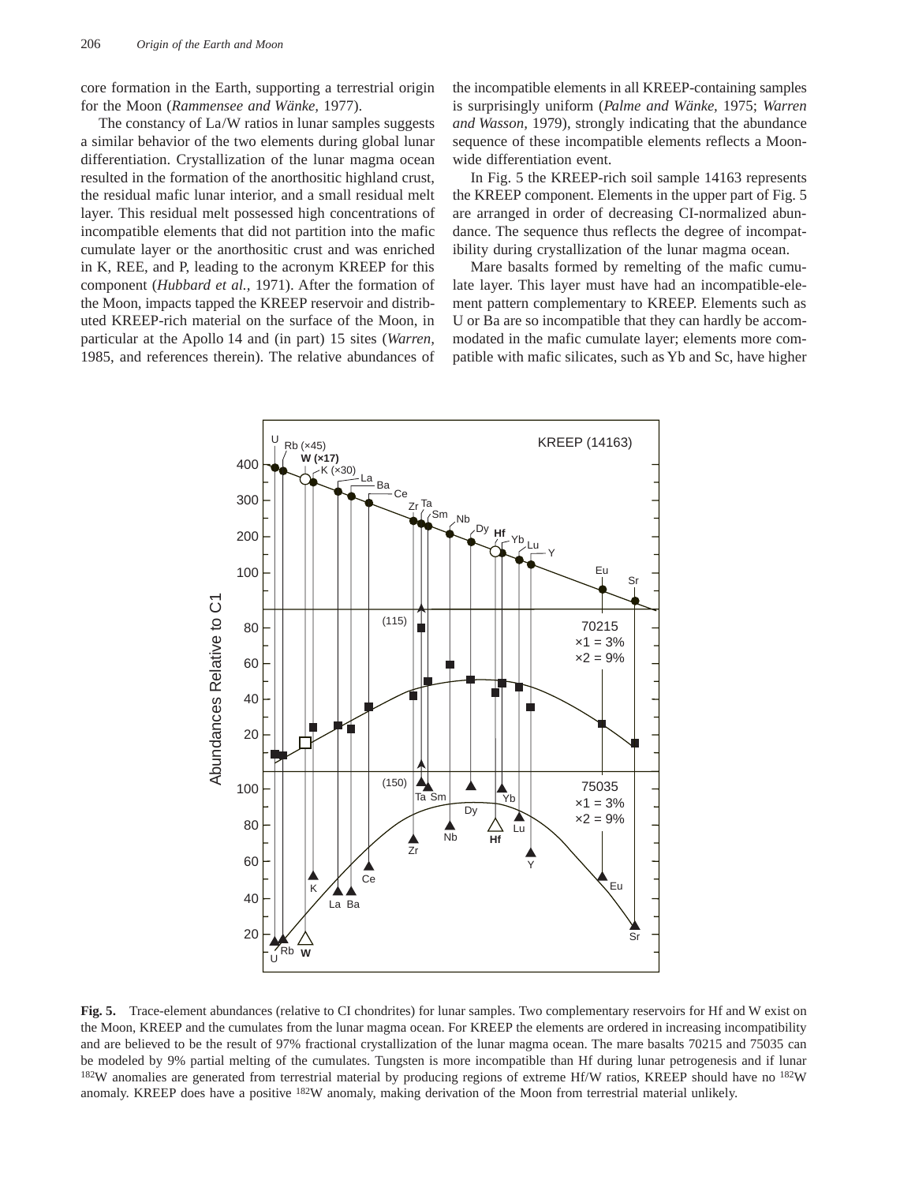core formation in the Earth, supporting a terrestrial origin for the Moon (*Rammensee and Wänke,* 1977).

The constancy of La/W ratios in lunar samples suggests a similar behavior of the two elements during global lunar differentiation. Crystallization of the lunar magma ocean resulted in the formation of the anorthositic highland crust, the residual mafic lunar interior, and a small residual melt layer. This residual melt possessed high concentrations of incompatible elements that did not partition into the mafic cumulate layer or the anorthositic crust and was enriched in K, REE, and P, leading to the acronym KREEP for this component (*Hubbard et al.,* 1971). After the formation of the Moon, impacts tapped the KREEP reservoir and distributed KREEP-rich material on the surface of the Moon, in particular at the Apollo 14 and (in part) 15 sites (*Warren,* 1985, and references therein). The relative abundances of the incompatible elements in all KREEP-containing samples is surprisingly uniform (*Palme and Wänke,* 1975; *Warren and Wasson,* 1979), strongly indicating that the abundance sequence of these incompatible elements reflects a Moon-wide differentiation event.

In Fig. 5 the KREEP-rich soil sample 14163 represents the KREEP component. Elements in the upper part of Fig. 5 are arranged in order of decreasing CI-normalized abundance. The sequence thus reflects the degree of incompatibility during crystallization of the lunar magma ocean.

Mare basalts formed by remelting of the mafic cumulate layer. This layer must have had an incompatible-element pattern complementary to KREEP. Elements such as U or Ba are so incompatible that they can hardly be accommodated in the mafic cumulate layer; elements more compatible with mafic silicates, such as Yb and Sc, have higher

**Fig. 5.** Trace-element abundances (relative to CI chondrites) for lunar samples. Two complementary reservoirs for Hf and W exist on the Moon, KREEP and the cumulates from the lunar magma ocean. For KREEP the elements are ordered in increasing incompatibility and are believed to be the result of 97% fractional crystallization of the lunar magma ocean. The mare basalts 70215 and 75035 can be modeled by 9% partial melting of the cumulates. Tungsten is more incompatible than Hf during lunar petrogenesis and if lunar $^{182}$W anomalies are generated from terrestrial material by producing regions of extreme Hf/W ratios, KREEP should have no $^{182}$W anomaly. KREEP does have a positive $^{182}$W anomaly, making derivation of the Moon from terrestrial material unlikely.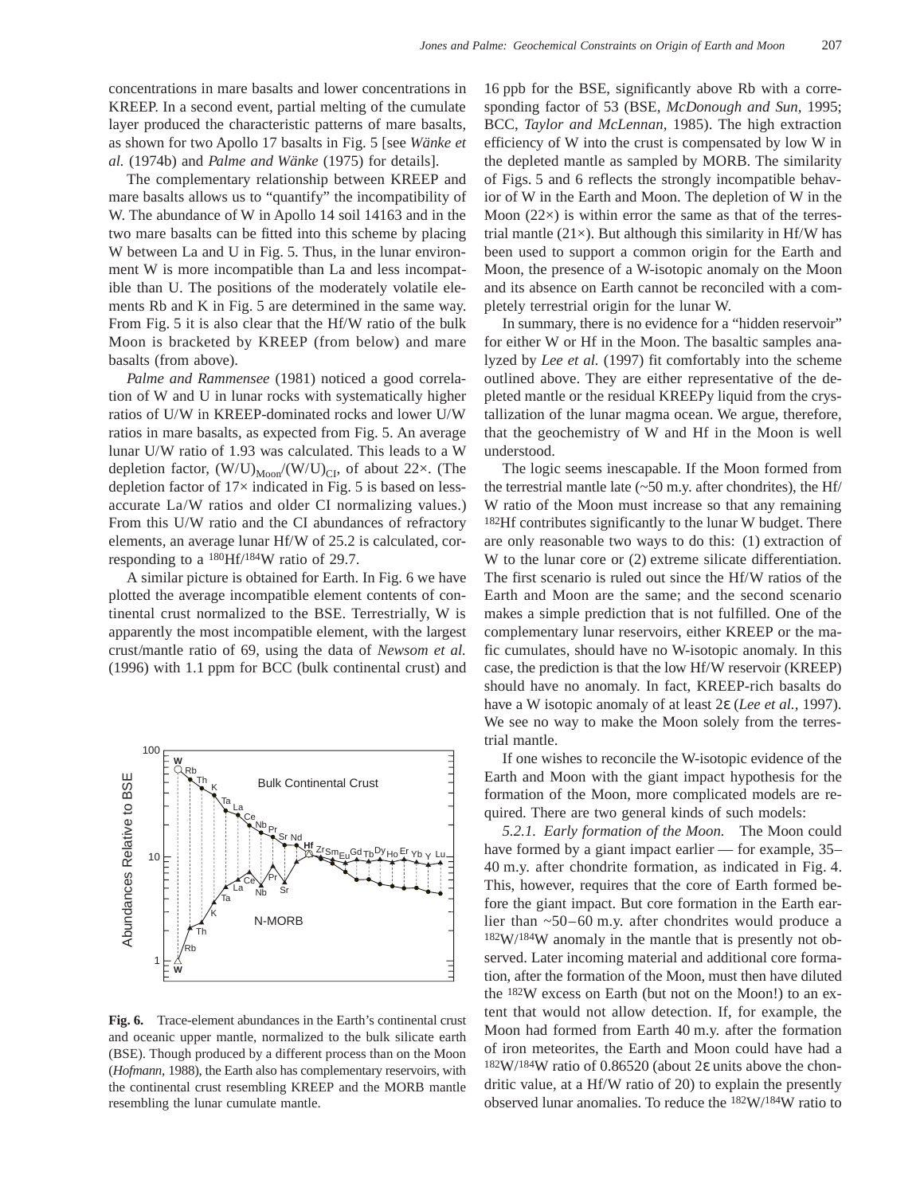concentrations in mare basalts and lower concentrations in KREEP. In a second event, partial melting of the cumulate layer produced the characteristic patterns of mare basalts, as shown for two Apollo 17 basalts in Fig. 5 [see *Wänke et al.* (1974b) and *Palme and Wänke* (1975) for details].

The complementary relationship between KREEP and mare basalts allows us to "quantify" the incompatibility of W. The abundance of W in Apollo 14 soil 14163 and in the two mare basalts can be fitted into this scheme by placing W between La and U in Fig. 5. Thus, in the lunar environment W is more incompatible than La and less incompatible than U. The positions of the moderately volatile elements Rb and K in Fig. 5 are determined in the same way. From Fig. 5 it is also clear that the Hf/W ratio of the bulk Moon is bracketed by KREEP (from below) and mare basalts (from above).

*Palme and Rammensee* (1981) noticed a good correlation of W and U in lunar rocks with systematically higher ratios of U/W in KREEP-dominated rocks and lower U/W ratios in mare basalts, as expected from Fig. 5. An average lunar U/W ratio of 1.93 was calculated. This leads to a W depletion factor, $(W/U)_{Moon}/(W/U)_{CI}$, of about 22×. (The depletion factor of 17× indicated in Fig. 5 is based on less-accurate La/W ratios and older CI normalizing values.) From this U/W ratio and the CI abundances of refractory elements, an average lunar Hf/W of 25.2 is calculated, corresponding to a $^{180}Hf/^{184}W$ ratio of 29.7.

A similar picture is obtained for Earth. In Fig. 6 we have plotted the average incompatible element contents of continental crust normalized to the BSE. Terrestrially, W is apparently the most incompatible element, with the largest crust/mantle ratio of 69, using the data of *Newsom et al.* (1996) with 1.1 ppm for BCC (bulk continental crust) and

**Fig. 6.** Trace-element abundances in the Earth's continental crust and oceanic upper mantle, normalized to the bulk silicate earth (BSE). Though produced by a different process than on the Moon (*Hofmann*, 1988), the Earth also has complementary reservoirs, with the continental crust resembling KREEP and the MORB mantle resembling the lunar cumulate mantle.

16 ppb for the BSE, significantly above Rb with a corresponding factor of 53 (BSE, *McDonough and Sun,* 1995; BCC, *Taylor and McLennan,* 1985). The high extraction efficiency of W into the crust is compensated by low W in the depleted mantle as sampled by MORB. The similarity of Figs. 5 and 6 reflects the strongly incompatible behavior of W in the Earth and Moon. The depletion of W in the Moon (22×) is within error the same as that of the terrestrial mantle (21×). But although this similarity in Hf/W has been used to support a common origin for the Earth and Moon, the presence of a W-isotopic anomaly on the Moon and its absence on Earth cannot be reconciled with a completely terrestrial origin for the lunar W.

In summary, there is no evidence for a "hidden reservoir" for either W or Hf in the Moon. The basaltic samples analyzed by *Lee et al.* (1997) fit comfortably into the scheme outlined above. They are either representative of the depleted mantle or the residual KREEPy liquid from the crystallization of the lunar magma ocean. We argue, therefore, that the geochemistry of W and Hf in the Moon is well understood.

The logic seems inescapable. If the Moon formed from the terrestrial mantle late (~50 m.y. after chondrites), the Hf/W ratio of the Moon must increase so that any remaining $^{182}Hf$ contributes significantly to the lunar W budget. There are only two reasonable ways to do this: (1) extraction of W to the lunar core or (2) extreme silicate differentiation. The first scenario is ruled out since the Hf/W ratios of the Earth and Moon are the same; and the second scenario makes a simple prediction that is not fulfilled. One of the complementary lunar reservoirs, either KREEP or the mafic cumulates, should have no W-isotopic anomaly. In this case, the prediction is that the low Hf/W reservoir (KREEP) should have no anomaly. In fact, KREEP-rich basalts do have a W isotopic anomaly of at least 2ε (*Lee et al.,* 1997). We see no way to make the Moon solely from the terrestrial mantle.

If one wishes to reconcile the W-isotopic evidence of the Earth and Moon with the giant impact hypothesis for the formation of the Moon, more complicated models are required. There are two general kinds of such models:

*5.2.1. Early formation of the Moon.* The Moon could have formed by a giant impact earlier — for example, 35–40 m.y. after chondrite formation, as indicated in Fig. 4. This, however, requires that the core of Earth formed before the giant impact. But core formation in the Earth earlier than ~50–60 m.y. after chondrites would produce a $^{182}W/^{184}W$ anomaly in the mantle that is presently not observed. Later incoming material and additional core formation, after the formation of the Moon, must then have diluted the $^{182}W$ excess on Earth (but not on the Moon!) to an extent that would not allow detection. If, for example, the Moon had formed from Earth 40 m.y. after the formation of iron meteorites, the Earth and Moon could have had a $^{182}W/^{184}W$ ratio of 0.86520 (about 2ε units above the chondritic value, at a Hf/W ratio of 20) to explain the presently observed lunar anomalies. To reduce the $^{182}W/^{184}W$ ratio to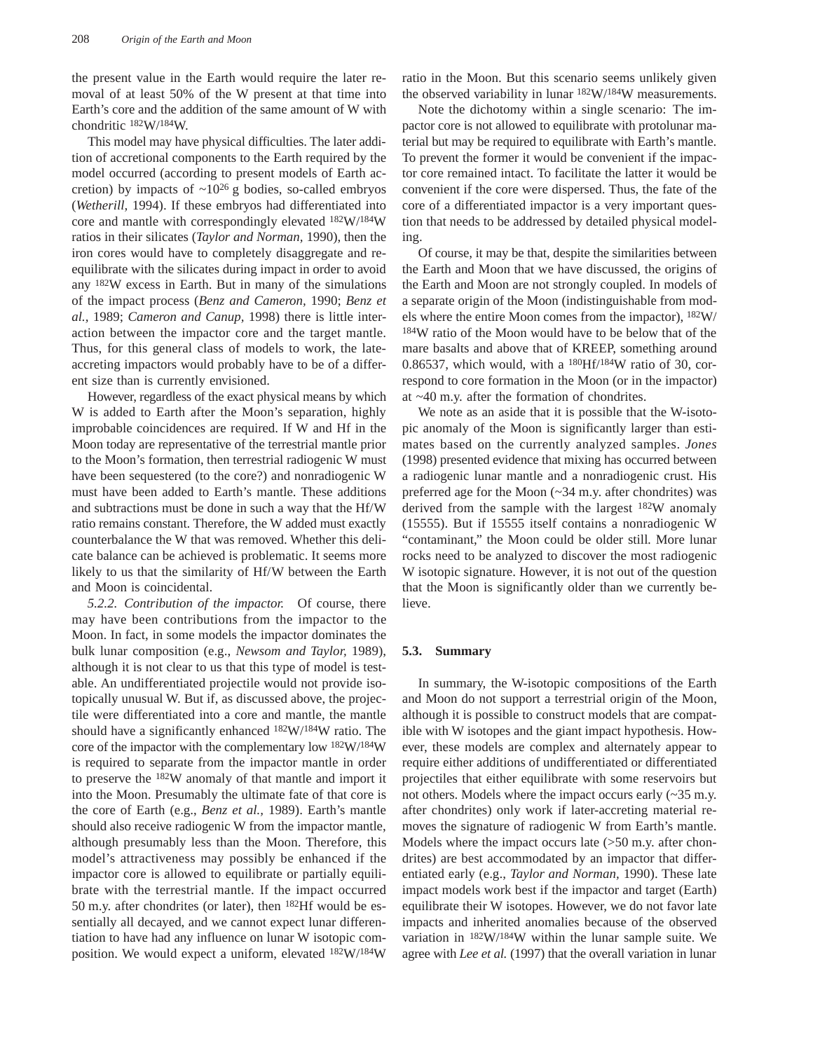the present value in the Earth would require the later removal of at least 50% of the W present at that time into Earth's core and the addition of the same amount of W with chondritic $^{182}W/^{184}W$.

This model may have physical difficulties. The later addition of accretional components to the Earth required by the model occurred (according to present models of Earth accretion) by impacts of $\sim 10^{26}$ g bodies, so-called embryos (*Wetherill,* 1994). If these embryos had differentiated into core and mantle with correspondingly elevated $^{182}W/^{184}W$ ratios in their silicates (*Taylor and Norman*, 1990), then the iron cores would have to completely disaggregate and reequilibrate with the silicates during impact in order to avoid any $^{182}W$ excess in Earth. But in many of the simulations of the impact process (*Benz and Cameron,* 1990; *Benz et al.,* 1989; *Cameron and Canup*, 1998) there is little interaction between the impactor core and the target mantle. Thus, for this general class of models to work, the late-accreting impactors would probably have to be of a different size than is currently envisioned.

However, regardless of the exact physical means by which W is added to Earth after the Moon's separation, highly improbable coincidences are required. If W and Hf in the Moon today are representative of the terrestrial mantle prior to the Moon's formation, then terrestrial radiogenic W must have been sequestered (to the core?) and nonradiogenic W must have been added to Earth's mantle. These additions and subtractions must be done in such a way that the Hf/W ratio remains constant. Therefore, the W added must exactly counterbalance the W that was removed. Whether this delicate balance can be achieved is problematic. It seems more likely to us that the similarity of Hf/W between the Earth and Moon is coincidental.

*5.2.2. Contribution of the impactor.* Of course, there may have been contributions from the impactor to the Moon. In fact, in some models the impactor dominates the bulk lunar composition (e.g., *Newsom and Taylor,* 1989), although it is not clear to us that this type of model is testable. An undifferentiated projectile would not provide isotopically unusual W. But if, as discussed above, the projectile were differentiated into a core and mantle, the mantle should have a significantly enhanced $^{182}W/^{184}W$ ratio. The core of the impactor with the complementary low $^{182}W/^{184}W$ is required to separate from the impactor mantle in order to preserve the $^{182}W$ anomaly of that mantle and import it into the Moon. Presumably the ultimate fate of that core is the core of Earth (e.g., *Benz et al.,* 1989). Earth's mantle should also receive radiogenic W from the impactor mantle, although presumably less than the Moon. Therefore, this model's attractiveness may possibly be enhanced if the impactor core is allowed to equilibrate or partially equilibrate with the terrestrial mantle. If the impact occurred 50 m.y. after chondrites (or later), then $^{182}Hf$ would be essentially all decayed, and we cannot expect lunar differentiation to have had any influence on lunar W isotopic composition. We would expect a uniform, elevated $^{182}W/^{184}W$ ratio in the Moon. But this scenario seems unlikely given the observed variability in lunar $^{182}W/^{184}W$ measurements.

Note the dichotomy within a single scenario: The impactor core is not allowed to equilibrate with protolunar material but may be required to equilibrate with Earth's mantle. To prevent the former it would be convenient if the impactor core remained intact. To facilitate the latter it would be convenient if the core were dispersed. Thus, the fate of the core of a differentiated impactor is a very important question that needs to be addressed by detailed physical modeling.

Of course, it may be that, despite the similarities between the Earth and Moon that we have discussed, the origins of the Earth and Moon are not strongly coupled. In models of a separate origin of the Moon (indistinguishable from models where the entire Moon comes from the impactor), $^{182}W/^{184}W$ ratio of the Moon would have to be below that of the mare basalts and above that of KREEP, something around 0.86537, which would, with a $^{180}Hf/^{184}W$ ratio of 30, correspond to core formation in the Moon (or in the impactor) at ~40 m.y. after the formation of chondrites.

We note as an aside that it is possible that the W-isotopic anomaly of the Moon is significantly larger than estimates based on the currently analyzed samples. *Jones* (1998) presented evidence that mixing has occurred between a radiogenic lunar mantle and a nonradiogenic crust. His preferred age for the Moon (~34 m.y. after chondrites) was derived from the sample with the largest $^{182}W$ anomaly (15555). But if 15555 itself contains a nonradiogenic W "contaminant," the Moon could be older still. More lunar rocks need to be analyzed to discover the most radiogenic W isotopic signature. However, it is not out of the question that the Moon is significantly older than we currently believe.

## 5.3. Summary

In summary, the W-isotopic compositions of the Earth and Moon do not support a terrestrial origin of the Moon, although it is possible to construct models that are compatible with W isotopes and the giant impact hypothesis. However, these models are complex and alternately appear to require either additions of undifferentiated or differentiated projectiles that either equilibrate with some reservoirs but not others. Models where the impact occurs early (~35 m.y. after chondrites) only work if later-accreting material removes the signature of radiogenic W from Earth's mantle. Models where the impact occurs late (>50 m.y. after chondrites) are best accommodated by an impactor that differentiated early (e.g., *Taylor and Norman,* 1990). These late impact models work best if the impactor and target (Earth) equilibrate their W isotopes. However, we do not favor late impacts and inherited anomalies because of the observed variation in $^{182}W/^{184}W$ within the lunar sample suite. We agree with *Lee et al.* (1997) that the overall variation in lunar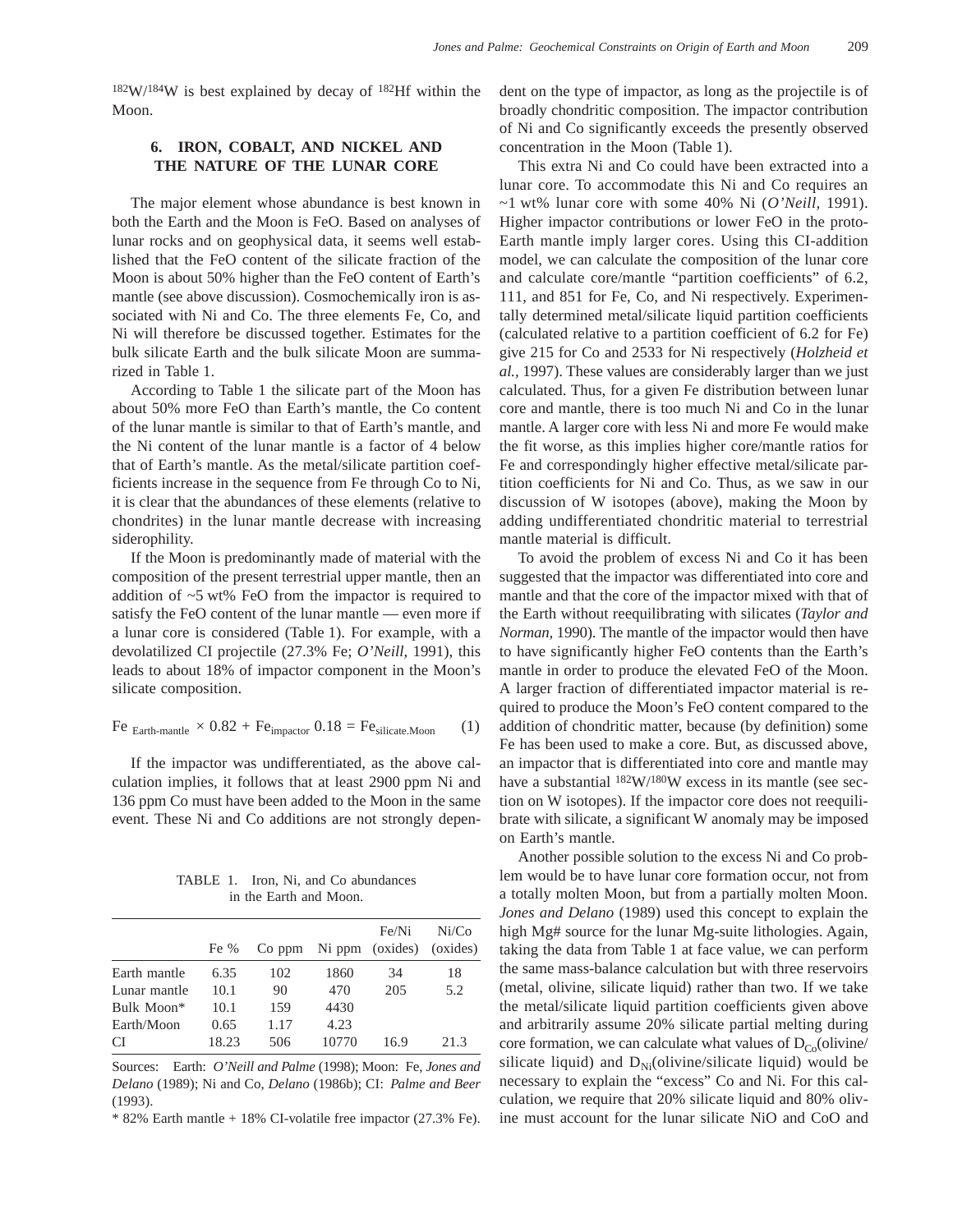$^{182}W/^{184}W$ is best explained by decay of $^{182}Hf$ within the Moon.

## 6. IRON, COBALT, AND NICKEL AND THE NATURE OF THE LUNAR CORE

The major element whose abundance is best known in both the Earth and the Moon is FeO. Based on analyses of lunar rocks and on geophysical data, it seems well established that the FeO content of the silicate fraction of the Moon is about 50% higher than the FeO content of Earth's mantle (see above discussion). Cosmochemically iron is associated with Ni and Co. The three elements Fe, Co, and Ni will therefore be discussed together. Estimates for the bulk silicate Earth and the bulk silicate Moon are summarized in Table 1.

According to Table 1 the silicate part of the Moon has about 50% more FeO than Earth's mantle, the Co content of the lunar mantle is similar to that of Earth's mantle, and the Ni content of the lunar mantle is a factor of 4 below that of Earth's mantle. As the metal/silicate partition coefficients increase in the sequence from Fe through Co to Ni, it is clear that the abundances of these elements (relative to chondrites) in the lunar mantle decrease with increasing siderophility.

If the Moon is predominantly made of material with the composition of the present terrestrial upper mantle, then an addition of ~5 wt% FeO from the impactor is required to satisfy the FeO content of the lunar mantle — even more if a lunar core is considered (Table 1). For example, with a devolatilized CI projectile (27.3% Fe; *O'Neill,* 1991), this leads to about 18% of impactor component in the Moon's silicate composition.

$$Fe_{\text{Earth-mantle}} \times 0.82 + Fe_{\text{impactor}}\ 0.18 = Fe_{\text{silicate.Moon}} \quad (1)$$

If the impactor was undifferentiated, as the above calculation implies, it follows that at least 2900 ppm Ni and 136 ppm Co must have been added to the Moon in the same event. These Ni and Co additions are not strongly dependent on the type of impactor, as long as the projectile is of broadly chondritic composition. The impactor contribution of Ni and Co significantly exceeds the presently observed concentration in the Moon (Table 1).

TABLE 1. Iron, Ni, and Co abundances in the Earth and Moon.

| | Fe % | Co ppm | Ni ppm | Fe/Ni (oxides) | Ni/Co (oxides) |
|---|---|---|---|---|---|
| Earth mantle | 6.35 | 102 | 1860 | 34 | 18 |
| Lunar mantle | 10.1 | 90 | 470 | 205 | 5.2 |
| Bulk Moon* | 10.1 | 159 | 4430 | | |
| Earth/Moon | 0.65 | 1.17 | 4.23 | | |
| CI | 18.23 | 506 | 10770 | 16.9 | 21.3 |

Sources: Earth: *O'Neill and Palme* (1998); Moon: Fe, *Jones and Delano* (1989); Ni and Co, *Delano* (1986b); CI: *Palme and Beer* (1993).

* 82% Earth mantle + 18% CI-volatile free impactor (27.3% Fe).

This extra Ni and Co could have been extracted into a lunar core. To accommodate this Ni and Co requires an ~1 wt% lunar core with some 40% Ni (*O'Neill,* 1991). Higher impactor contributions or lower FeO in the proto-Earth mantle imply larger cores. Using this CI-addition model, we can calculate the composition of the lunar core and calculate core/mantle "partition coefficients" of 6.2, 111, and 851 for Fe, Co, and Ni respectively. Experimentally determined metal/silicate liquid partition coefficients (calculated relative to a partition coefficient of 6.2 for Fe) give 215 for Co and 2533 for Ni respectively (*Holzheid et al.,* 1997). These values are considerably larger than we just calculated. Thus, for a given Fe distribution between lunar core and mantle, there is too much Ni and Co in the lunar mantle. A larger core with less Ni and more Fe would make the fit worse, as this implies higher core/mantle ratios for Fe and correspondingly higher effective metal/silicate partition coefficients for Ni and Co. Thus, as we saw in our discussion of W isotopes (above), making the Moon by adding undifferentiated chondritic material to terrestrial mantle material is difficult.

To avoid the problem of excess Ni and Co it has been suggested that the impactor was differentiated into core and mantle and that the core of the impactor mixed with that of the Earth without reequilibrating with silicates (*Taylor and Norman,* 1990). The mantle of the impactor would then have to have significantly higher FeO contents than the Earth's mantle in order to produce the elevated FeO of the Moon. A larger fraction of differentiated impactor material is required to produce the Moon's FeO content compared to the addition of chondritic matter, because (by definition) some Fe has been used to make a core. But, as discussed above, an impactor that is differentiated into core and mantle may have a substantial $^{182}W/^{180}W$ excess in its mantle (see section on W isotopes). If the impactor core does not reequilibrate with silicate, a significant W anomaly may be imposed on Earth's mantle.

Another possible solution to the excess Ni and Co problem would be to have lunar core formation occur, not from a totally molten Moon, but from a partially molten Moon. *Jones and Delano* (1989) used this concept to explain the high Mg# source for the lunar Mg-suite lithologies. Again, taking the data from Table 1 at face value, we can perform the same mass-balance calculation but with three reservoirs (metal, olivine, silicate liquid) rather than two. If we take the metal/silicate liquid partition coefficients given above and arbitrarily assume 20% silicate partial melting during core formation, we can calculate what values of $D_{Co}$(olivine/silicate liquid) and $D_{Ni}$(olivine/silicate liquid) would be necessary to explain the "excess" Co and Ni. For this calculation, we require that 20% silicate liquid and 80% olivine must account for the lunar silicate NiO and CoO and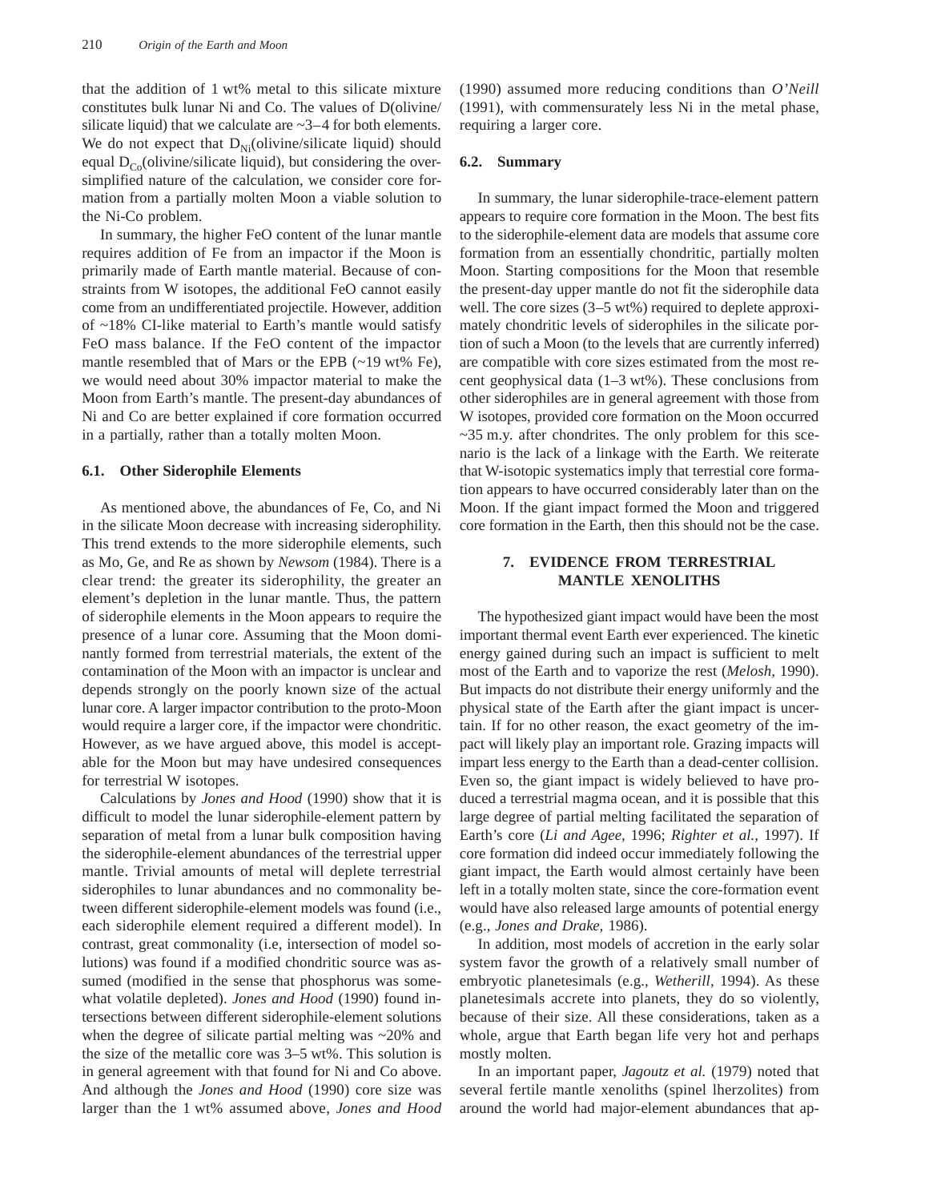that the addition of 1 wt% metal to this silicate mixture constitutes bulk lunar Ni and Co. The values of D(olivine/silicate liquid) that we calculate are ~3–4 for both elements. We do not expect that $D_{Ni}$(olivine/silicate liquid) should equal $D_{Co}$(olivine/silicate liquid), but considering the oversimplified nature of the calculation, we consider core formation from a partially molten Moon a viable solution to the Ni-Co problem.

In summary, the higher FeO content of the lunar mantle requires addition of Fe from an impactor if the Moon is primarily made of Earth mantle material. Because of constraints from W isotopes, the additional FeO cannot easily come from an undifferentiated projectile. However, addition of ~18% CI-like material to Earth's mantle would satisfy FeO mass balance. If the FeO content of the impactor mantle resembled that of Mars or the EPB (~19 wt% Fe), we would need about 30% impactor material to make the Moon from Earth's mantle. The present-day abundances of Ni and Co are better explained if core formation occurred in a partially, rather than a totally molten Moon.

### 6.1. Other Siderophile Elements

As mentioned above, the abundances of Fe, Co, and Ni in the silicate Moon decrease with increasing siderophility. This trend extends to the more siderophile elements, such as Mo, Ge, and Re as shown by *Newsom* (1984). There is a clear trend: the greater its siderophility, the greater an element's depletion in the lunar mantle. Thus, the pattern of siderophile elements in the Moon appears to require the presence of a lunar core. Assuming that the Moon dominantly formed from terrestrial materials, the extent of the contamination of the Moon with an impactor is unclear and depends strongly on the poorly known size of the actual lunar core. A larger impactor contribution to the proto-Moon would require a larger core, if the impactor were chondritic. However, as we have argued above, this model is acceptable for the Moon but may have undesired consequences for terrestrial W isotopes.

Calculations by *Jones and Hood* (1990) show that it is difficult to model the lunar siderophile-element pattern by separation of metal from a lunar bulk composition having the siderophile-element abundances of the terrestrial upper mantle. Trivial amounts of metal will deplete terrestrial siderophiles to lunar abundances and no commonality between different siderophile-element models was found (i.e., each siderophile element required a different model). In contrast, great commonality (i.e, intersection of model solutions) was found if a modified chondritic source was assumed (modified in the sense that phosphorus was somewhat volatile depleted). *Jones and Hood* (1990) found intersections between different siderophile-element solutions when the degree of silicate partial melting was ~20% and the size of the metallic core was 3–5 wt%. This solution is in general agreement with that found for Ni and Co above. And although the *Jones and Hood* (1990) core size was larger than the 1 wt% assumed above, *Jones and Hood* (1990) assumed more reducing conditions than *O'Neill* (1991), with commensurately less Ni in the metal phase, requiring a larger core.

### 6.2. Summary

In summary, the lunar siderophile-trace-element pattern appears to require core formation in the Moon. The best fits to the siderophile-element data are models that assume core formation from an essentially chondritic, partially molten Moon. Starting compositions for the Moon that resemble the present-day upper mantle do not fit the siderophile data well. The core sizes (3–5 wt%) required to deplete approximately chondritic levels of siderophiles in the silicate portion of such a Moon (to the levels that are currently inferred) are compatible with core sizes estimated from the most recent geophysical data (1–3 wt%). These conclusions from other siderophiles are in general agreement with those from W isotopes, provided core formation on the Moon occurred ~35 m.y. after chondrites. The only problem for this scenario is the lack of a linkage with the Earth. We reiterate that W-isotopic systematics imply that terrestial core formation appears to have occurred considerably later than on the Moon. If the giant impact formed the Moon and triggered core formation in the Earth, then this should not be the case.

## 7. EVIDENCE FROM TERRESTRIAL MANTLE XENOLITHS

The hypothesized giant impact would have been the most important thermal event Earth ever experienced. The kinetic energy gained during such an impact is sufficient to melt most of the Earth and to vaporize the rest (*Melosh,* 1990). But impacts do not distribute their energy uniformly and the physical state of the Earth after the giant impact is uncertain. If for no other reason, the exact geometry of the impact will likely play an important role. Grazing impacts will impart less energy to the Earth than a dead-center collision. Even so, the giant impact is widely believed to have produced a terrestrial magma ocean, and it is possible that this large degree of partial melting facilitated the separation of Earth's core (*Li and Agee,* 1996; *Righter et al.,* 1997). If core formation did indeed occur immediately following the giant impact, the Earth would almost certainly have been left in a totally molten state, since the core-formation event would have also released large amounts of potential energy (e.g., *Jones and Drake,* 1986).

In addition, most models of accretion in the early solar system favor the growth of a relatively small number of embryotic planetesimals (e.g., *Wetherill,* 1994). As these planetesimals accrete into planets, they do so violently, because of their size. All these considerations, taken as a whole, argue that Earth began life very hot and perhaps mostly molten.

In an important paper, *Jagoutz et al.* (1979) noted that several fertile mantle xenoliths (spinel lherzolites) from around the world had major-element abundances that ap-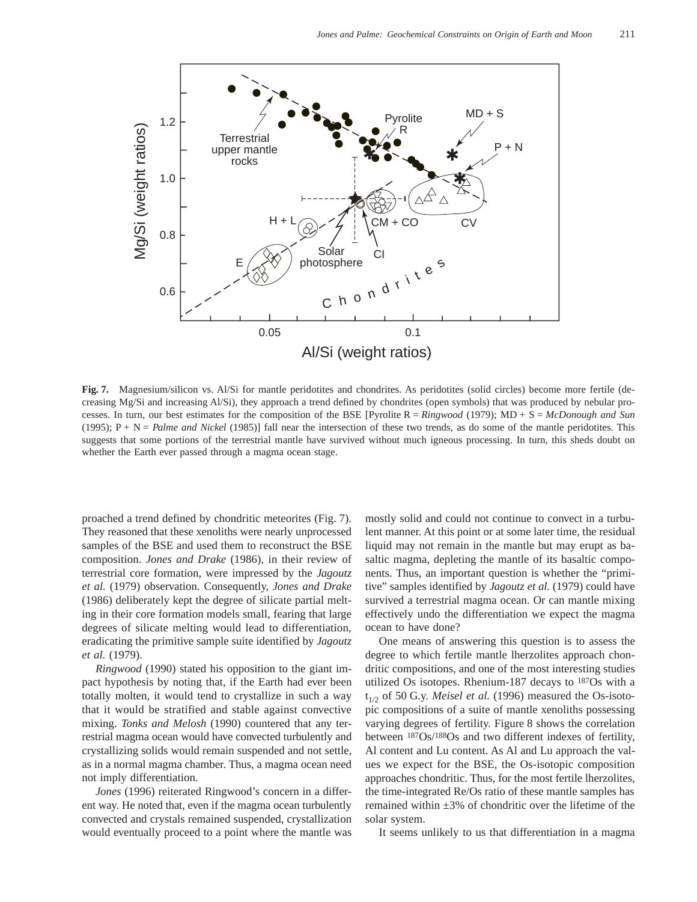**Fig. 7.** Magnesium/silicon vs. Al/Si for mantle peridotites and chondrites. As peridotites (solid circles) become more fertile (decreasing Mg/Si and increasing Al/Si), they approach a trend defined by chondrites (open symbols) that was produced by nebular processes. In turn, our best estimates for the composition of the BSE [Pyrolite R = *Ringwood* (1979); MD + S = *McDonough and Sun* (1995); P + N = *Palme and Nickel* (1985)] fall near the intersection of these two trends, as do some of the mantle peridotites. This suggests that some portions of the terrestrial mantle have survived without much igneous processing. In turn, this sheds doubt on whether the Earth ever passed through a magma ocean stage.

proached a trend defined by chondritic meteorites (Fig. 7). They reasoned that these xenoliths were nearly unprocessed samples of the BSE and used them to reconstruct the BSE composition. *Jones and Drake* (1986), in their review of terrestrial core formation, were impressed by the *Jagoutz et al.* (1979) observation. Consequently, *Jones and Drake* (1986) deliberately kept the degree of silicate partial melting in their core formation models small, fearing that large degrees of silicate melting would lead to differentiation, eradicating the primitive sample suite identified by *Jagoutz et al.* (1979).

*Ringwood* (1990) stated his opposition to the giant impact hypothesis by noting that, if the Earth had ever been totally molten, it would tend to crystallize in such a way that it would be stratified and stable against convective mixing. *Tonks and Melosh* (1990) countered that any terrestrial magma ocean would have convected turbulently and crystallizing solids would remain suspended and not settle, as in a normal magma chamber. Thus, a magma ocean need not imply differentiation.

*Jones* (1996) reiterated Ringwood's concern in a different way. He noted that, even if the magma ocean turbulently convected and crystals remained suspended, crystallization would eventually proceed to a point where the mantle was mostly solid and could not continue to convect in a turbulent manner. At this point or at some later time, the residual liquid may not remain in the mantle but may erupt as basaltic magma, depleting the mantle of its basaltic components. Thus, an important question is whether the "primitive" samples identified by *Jagoutz et al.* (1979) could have survived a terrestrial magma ocean. Or can mantle mixing effectively undo the differentiation we expect the magma ocean to have done?

One means of answering this question is to assess the degree to which fertile mantle lherzolites approach chondritic compositions, and one of the most interesting studies utilized Os isotopes. Rhenium-187 decays to $^{187}$Os with a $t_{1/2}$ of 50 G.y. *Meisel et al.* (1996) measured the Os-isotopic compositions of a suite of mantle xenoliths possessing varying degrees of fertility. Figure 8 shows the correlation between $^{187}$Os/$^{188}$Os and two different indexes of fertility, Al content and Lu content. As Al and Lu approach the values we expect for the BSE, the Os-isotopic composition approaches chondritic. Thus, for the most fertile lherzolites, the time-integrated Re/Os ratio of these mantle samples has remained within ±3% of chondritic over the lifetime of the solar system.

It seems unlikely to us that differentiation in a magma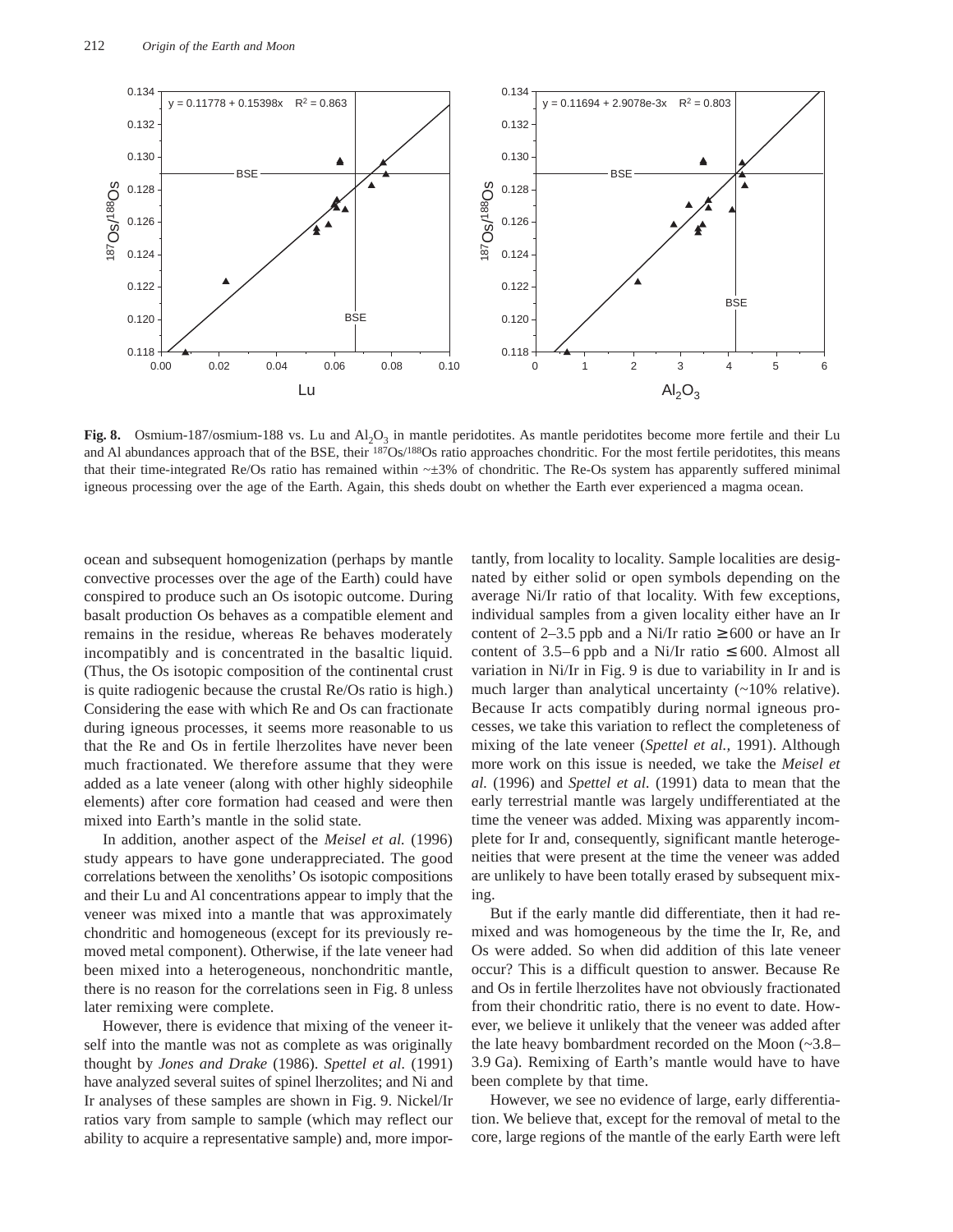**Fig. 8.** Osmium-187/osmium-188 vs. Lu and $Al_2O_3$ in mantle peridotites. As mantle peridotites become more fertile and their Lu and Al abundances approach that of the BSE, their $^{187}Os/^{188}Os$ ratio approaches chondritic. For the most fertile peridotites, this means that their time-integrated Re/Os ratio has remained within ~±3% of chondritic. The Re-Os system has apparently suffered minimal igneous processing over the age of the Earth. Again, this sheds doubt on whether the Earth ever experienced a magma ocean.

ocean and subsequent homogenization (perhaps by mantle convective processes over the age of the Earth) could have conspired to produce such an Os isotopic outcome. During basalt production Os behaves as a compatible element and remains in the residue, whereas Re behaves moderately incompatibly and is concentrated in the basaltic liquid. (Thus, the Os isotopic composition of the continental crust is quite radiogenic because the crustal Re/Os ratio is high.) Considering the ease with which Re and Os can fractionate during igneous processes, it seems more reasonable to us that the Re and Os in fertile lherzolites have never been much fractionated. We therefore assume that they were added as a late veneer (along with other highly siderophile elements) after core formation had ceased and were then mixed into Earth's mantle in the solid state.

In addition, another aspect of the *Meisel et al.* (1996) study appears to have gone underappreciated. The good correlations between the xenoliths' Os isotopic compositions and their Lu and Al concentrations appear to imply that the veneer was mixed into a mantle that was approximately chondritic and homogeneous (except for its previously removed metal component). Otherwise, if the late veneer had been mixed into a heterogeneous, nonchondritic mantle, there is no reason for the correlations seen in Fig. 8 unless later remixing were complete.

However, there is evidence that mixing of the veneer itself into the mantle was not as complete as was originally thought by *Jones and Drake* (1986). *Spettel et al.* (1991) have analyzed several suites of spinel lherzolites; and Ni and Ir analyses of these samples are shown in Fig. 9. Nickel/Ir ratios vary from sample to sample (which may reflect our ability to acquire a representative sample) and, more importantly, from locality to locality. Sample localities are designated by either solid or open symbols depending on the average Ni/Ir ratio of that locality. With few exceptions, individual samples from a given locality either have an Ir content of 2–3.5 ppb and a Ni/Ir ratio ≥600 or have an Ir content of 3.5–6 ppb and a Ni/Ir ratio ≤600. Almost all variation in Ni/Ir in Fig. 9 is due to variability in Ir and is much larger than analytical uncertainty (~10% relative). Because Ir acts compatibly during normal igneous processes, we take this variation to reflect the completeness of mixing of the late veneer (*Spettel et al.*, 1991). Although more work on this issue is needed, we take the *Meisel et al.* (1996) and *Spettel et al.* (1991) data to mean that the early terrestrial mantle was largely undifferentiated at the time the veneer was added. Mixing was apparently incomplete for Ir and, consequently, significant mantle heterogeneities that were present at the time the veneer was added are unlikely to have been totally erased by subsequent mixing.

But if the early mantle did differentiate, then it had remixed and was homogeneous by the time the Ir, Re, and Os were added. So when did addition of this late veneer occur? This is a difficult question to answer. Because Re and Os in fertile lherzolites have not obviously fractionated from their chondritic ratio, there is no event to date. However, we believe it unlikely that the veneer was added after the late heavy bombardment recorded on the Moon (~3.8–3.9 Ga). Remixing of Earth's mantle would have to have been complete by that time.

However, we see no evidence of large, early differentiation. We believe that, except for the removal of metal to the core, large regions of the mantle of the early Earth were left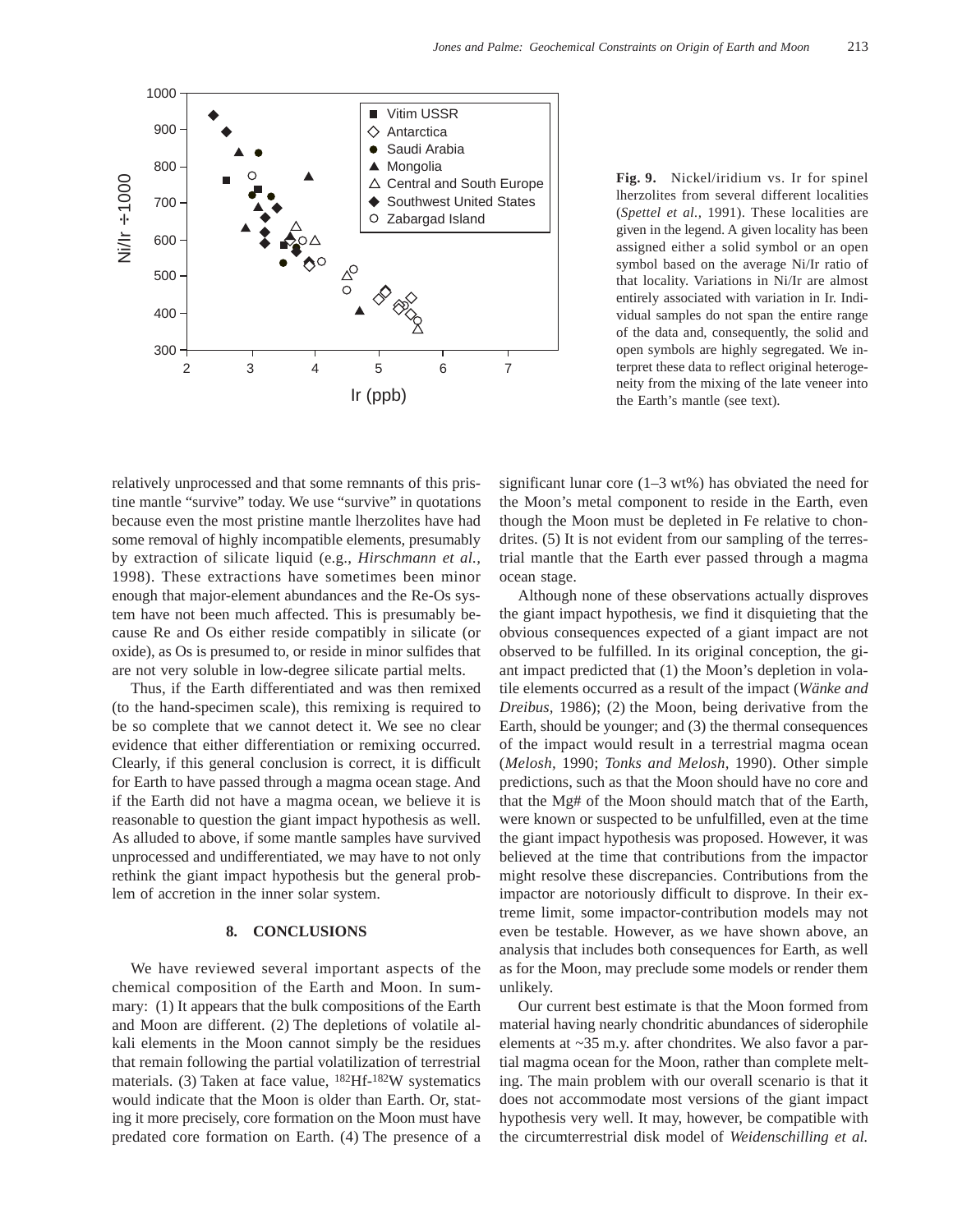1000
900
800
700
600
500
400
300
2
3
4
5
6
7
Ni/Ir ÷1000
Ir (ppb)
Vitim USSR
Antarctica
Saudi Arabia
Mongolia
Central and South Europe
Southwest United States
Zabargad Island

**Fig. 9.** Nickel/iridium vs. Ir for spinel lherzolites from several different localities (*Spettel et al.*, 1991). These localities are given in the legend. A given locality has been assigned either a solid symbol or an open symbol based on the average Ni/Ir ratio of that locality. Variations in Ni/Ir are almost entirely associated with variation in Ir. Individual samples do not span the entire range of the data and, consequently, the solid and open symbols are highly segregated. We interpret these data to reflect original heterogeneity from the mixing of the late veneer into the Earth's mantle (see text).

relatively unprocessed and that some remnants of this pristine mantle "survive" today. We use "survive" in quotations because even the most pristine mantle lherzolites have had some removal of highly incompatible elements, presumably by extraction of silicate liquid (e.g., *Hirschmann et al.*, 1998). These extractions have sometimes been minor enough that major-element abundances and the Re-Os system have not been much affected. This is presumably because Re and Os either reside compatibly in silicate (or oxide), as Os is presumed to, or reside in minor sulfides that are not very soluble in low-degree silicate partial melts.

Thus, if the Earth differentiated and was then remixed (to the hand-specimen scale), this remixing is required to be so complete that we cannot detect it. We see no clear evidence that either differentiation or remixing occurred. Clearly, if this general conclusion is correct, it is difficult for Earth to have passed through a magma ocean stage. And if the Earth did not have a magma ocean, we believe it is reasonable to question the giant impact hypothesis as well. As alluded to above, if some mantle samples have survived unprocessed and undifferentiated, we may have to not only rethink the giant impact hypothesis but the general problem of accretion in the inner solar system.

## 8. CONCLUSIONS

We have reviewed several important aspects of the chemical composition of the Earth and Moon. In summary: (1) It appears that the bulk compositions of the Earth and Moon are different. (2) The depletions of volatile alkali elements in the Moon cannot simply be the residues that remain following the partial volatilization of terrestrial materials. (3) Taken at face value, $^{182}$Hf-$^{182}$W systematics would indicate that the Moon is older than Earth. Or, stating it more precisely, core formation on the Moon must have predated core formation on Earth. (4) The presence of a significant lunar core (1–3 wt%) has obviated the need for the Moon's metal component to reside in the Earth, even though the Moon must be depleted in Fe relative to chondrites. (5) It is not evident from our sampling of the terrestrial mantle that the Earth ever passed through a magma ocean stage.

Although none of these observations actually disproves the giant impact hypothesis, we find it disquieting that the obvious consequences expected of a giant impact are not observed to be fulfilled. In its original conception, the giant impact predicted that (1) the Moon's depletion in volatile elements occurred as a result of the impact (*Wänke and Dreibus*, 1986); (2) the Moon, being derivative from the Earth, should be younger; and (3) the thermal consequences of the impact would result in a terrestrial magma ocean (*Melosh*, 1990; *Tonks and Melosh*, 1990). Other simple predictions, such as that the Moon should have no core and that the Mg# of the Moon should match that of the Earth, were known or suspected to be unfulfilled, even at the time the giant impact hypothesis was proposed. However, it was believed at the time that contributions from the impactor might resolve these discrepancies. Contributions from the impactor are notoriously difficult to disprove. In their extreme limit, some impactor-contribution models may not even be testable. However, as we have shown above, an analysis that includes both consequences for Earth, as well as for the Moon, may preclude some models or render them unlikely.

Our current best estimate is that the Moon formed from material having nearly chondritic abundances of siderophile elements at ~35 m.y. after chondrites. We also favor a partial magma ocean for the Moon, rather than complete melting. The main problem with our overall scenario is that it does not accommodate most versions of the giant impact hypothesis very well. It may, however, be compatible with the circumterrestrial disk model of *Weidenschilling et al.*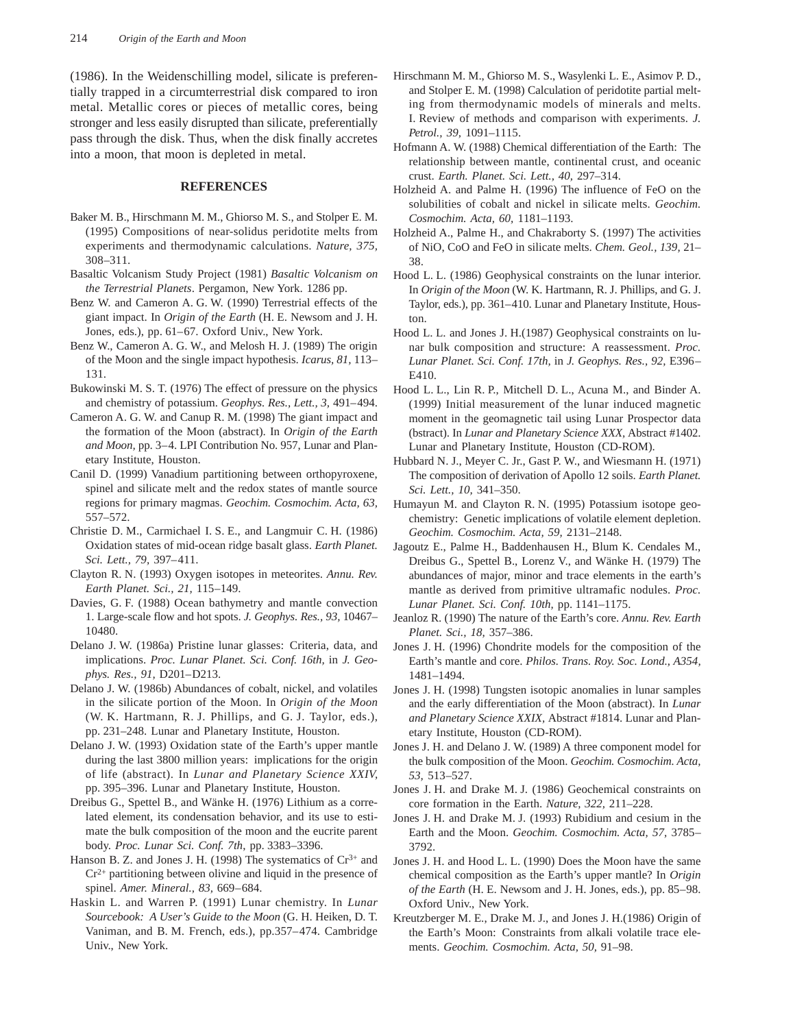(1986). In the Weidenschilling model, silicate is preferentially trapped in a circumterrestrial disk compared to iron metal. Metallic cores or pieces of metallic cores, being stronger and less easily disrupted than silicate, preferentially pass through the disk. Thus, when the disk finally accretes into a moon, that moon is depleted in metal.

## REFERENCES

Baker M. B., Hirschmann M. M., Ghiorso M. S., and Stolper E. M. (1995) Compositions of near-solidus peridotite melts from experiments and thermodynamic calculations. *Nature, 375,* 308–311.

Basaltic Volcanism Study Project (1981) *Basaltic Volcanism on the Terrestrial Planets*. Pergamon, New York. 1286 pp.

Benz W. and Cameron A. G. W. (1990) Terrestrial effects of the giant impact. In *Origin of the Earth* (H. E. Newsom and J. H. Jones, eds.), pp. 61–67. Oxford Univ., New York.

Benz W., Cameron A. G. W., and Melosh H. J. (1989) The origin of the Moon and the single impact hypothesis. *Icarus, 81,* 113–131.

Bukowinski M. S. T. (1976) The effect of pressure on the physics and chemistry of potassium. *Geophys. Res., Lett., 3,* 491–494.

Cameron A. G. W. and Canup R. M. (1998) The giant impact and the formation of the Moon (abstract). In *Origin of the Earth and Moon,* pp. 3–4. LPI Contribution No. 957, Lunar and Planetary Institute, Houston.

Canil D. (1999) Vanadium partitioning between orthopyroxene, spinel and silicate melt and the redox states of mantle source regions for primary magmas. *Geochim. Cosmochim. Acta, 63,* 557–572.

Christie D. M., Carmichael I. S. E., and Langmuir C. H. (1986) Oxidation states of mid-ocean ridge basalt glass. *Earth Planet. Sci. Lett., 79,* 397–411.

Clayton R. N. (1993) Oxygen isotopes in meteorites. *Annu. Rev. Earth Planet. Sci., 21,* 115–149.

Davies, G. F. (1988) Ocean bathymetry and mantle convection 1. Large-scale flow and hot spots. *J. Geophys. Res., 93,* 10467–10480.

Delano J. W. (1986a) Pristine lunar glasses: Criteria, data, and implications. *Proc. Lunar Planet. Sci. Conf. 16th,* in *J. Geophys. Res., 91,* D201–D213.

Delano J. W. (1986b) Abundances of cobalt, nickel, and volatiles in the silicate portion of the Moon. In *Origin of the Moon* (W. K. Hartmann, R. J. Phillips, and G. J. Taylor, eds.), pp. 231–248. Lunar and Planetary Institute, Houston.

Delano J. W. (1993) Oxidation state of the Earth's upper mantle during the last 3800 million years: implications for the origin of life (abstract). In *Lunar and Planetary Science XXIV,* pp. 395–396. Lunar and Planetary Institute, Houston.

Dreibus G., Spettel B., and Wänke H. (1976) Lithium as a correlated element, its condensation behavior, and its use to estimate the bulk composition of the moon and the eucrite parent body. *Proc. Lunar Sci. Conf. 7th,* pp. 3383–3396.

Hanson B. Z. and Jones J. H. (1998) The systematics of $Cr^{3+}$ and $Cr^{2+}$ partitioning between olivine and liquid in the presence of spinel. *Amer. Mineral., 83,* 669–684.

Haskin L. and Warren P. (1991) Lunar chemistry. In *Lunar Sourcebook: A User's Guide to the Moon* (G. H. Heiken, D. T. Vaniman, and B. M. French, eds.), pp.357–474. Cambridge Univ., New York.

Hirschmann M. M., Ghiorso M. S., Wasylenki L. E., Asimov P. D., and Stolper E. M. (1998) Calculation of peridotite partial melting from thermodynamic models of minerals and melts. I. Review of methods and comparison with experiments. *J. Petrol., 39,* 1091–1115.

Hofmann A. W. (1988) Chemical differentiation of the Earth: The relationship between mantle, continental crust, and oceanic crust. *Earth. Planet. Sci. Lett., 40,* 297–314.

Holzheid A. and Palme H. (1996) The influence of FeO on the solubilities of cobalt and nickel in silicate melts. *Geochim. Cosmochim. Acta, 60,* 1181–1193.

Holzheid A., Palme H., and Chakraborty S. (1997) The activities of NiO, CoO and FeO in silicate melts. *Chem. Geol., 139,* 21–38.

Hood L. L. (1986) Geophysical constraints on the lunar interior. In *Origin of the Moon* (W. K. Hartmann, R. J. Phillips, and G. J. Taylor, eds.), pp. 361–410. Lunar and Planetary Institute, Houston.

Hood L. L. and Jones J. H.(1987) Geophysical constraints on lunar bulk composition and structure: A reassessment. *Proc. Lunar Planet. Sci. Conf. 17th,* in *J. Geophys. Res., 92,* E396–E410.

Hood L. L., Lin R. P., Mitchell D. L., Acuna M., and Binder A. (1999) Initial measurement of the lunar induced magnetic moment in the geomagnetic tail using Lunar Prospector data (bstract). In *Lunar and Planetary Science XXX,* Abstract #1402. Lunar and Planetary Institute, Houston (CD-ROM).

Hubbard N. J., Meyer C. Jr., Gast P. W., and Wiesmann H. (1971) The composition of derivation of Apollo 12 soils. *Earth Planet. Sci. Lett., 10,* 341–350.

Humayun M. and Clayton R. N. (1995) Potassium isotope geochemistry: Genetic implications of volatile element depletion. *Geochim. Cosmochim. Acta, 59,* 2131–2148.

Jagoutz E., Palme H., Baddenhausen H., Blum K. Cendales M., Dreibus G., Spettel B., Lorenz V., and Wänke H. (1979) The abundances of major, minor and trace elements in the earth's mantle as derived from primitive ultramafic nodules. *Proc. Lunar Planet. Sci. Conf. 10th,* pp. 1141–1175.

Jeanloz R. (1990) The nature of the Earth's core. *Annu. Rev. Earth Planet. Sci., 18,* 357–386.

Jones J. H. (1996) Chondrite models for the composition of the Earth's mantle and core. *Philos. Trans. Roy. Soc. Lond., A354,* 1481–1494.

Jones J. H. (1998) Tungsten isotopic anomalies in lunar samples and the early differentiation of the Moon (abstract). In *Lunar and Planetary Science XXIX,* Abstract #1814. Lunar and Planetary Institute, Houston (CD-ROM).

Jones J. H. and Delano J. W. (1989) A three component model for the bulk composition of the Moon. *Geochim. Cosmochim. Acta, 53,* 513–527.

Jones J. H. and Drake M. J. (1986) Geochemical constraints on core formation in the Earth. *Nature, 322,* 211–228.

Jones J. H. and Drake M. J. (1993) Rubidium and cesium in the Earth and the Moon. *Geochim. Cosmochim. Acta, 57,* 3785–3792.

Jones J. H. and Hood L. L. (1990) Does the Moon have the same chemical composition as the Earth's upper mantle? In *Origin of the Earth* (H. E. Newsom and J. H. Jones, eds.), pp. 85–98. Oxford Univ., New York.

Kreutzberger M. E., Drake M. J., and Jones J. H.(1986) Origin of the Earth's Moon: Constraints from alkali volatile trace elements. *Geochim. Cosmochim. Acta, 50,* 91–98.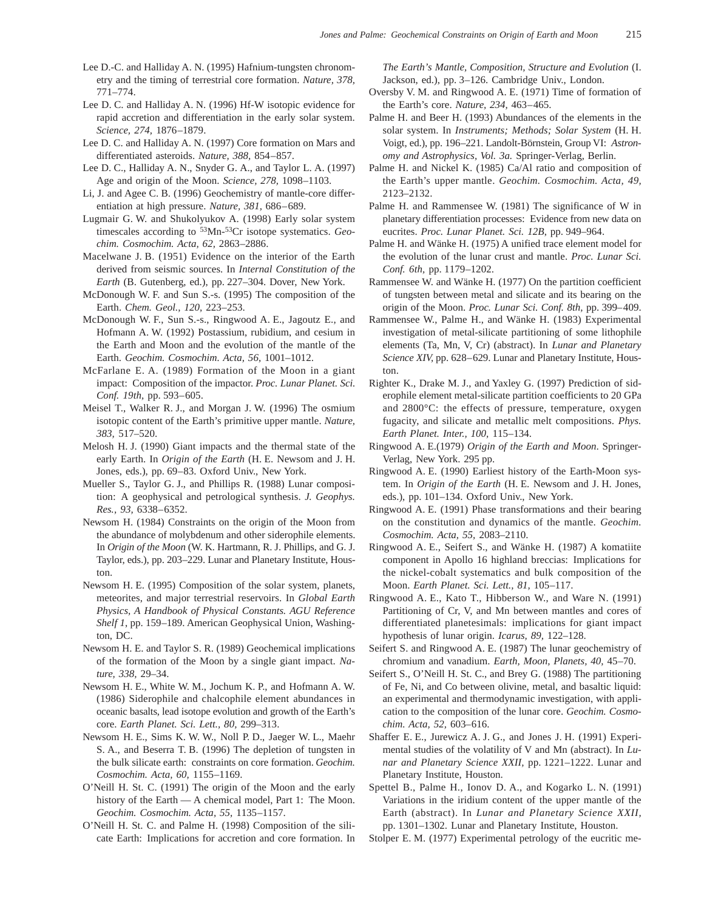Lee D.-C. and Halliday A. N. (1995) Hafnium-tungsten chronometry and the timing of terrestrial core formation. *Nature, 378,* 771–774.

Lee D. C. and Halliday A. N. (1996) Hf-W isotopic evidence for rapid accretion and differentiation in the early solar system. *Science, 274,* 1876–1879.

Lee D. C. and Halliday A. N. (1997) Core formation on Mars and differentiated asteroids. *Nature, 388,* 854–857.

Lee D. C., Halliday A. N., Snyder G. A., and Taylor L. A. (1997) Age and origin of the Moon. *Science, 278,* 1098–1103.

Li, J. and Agee C. B. (1996) Geochemistry of mantle-core differentiation at high pressure. *Nature, 381,* 686–689.

Lugmair G. W. and Shukolyukov A. (1998) Early solar system timescales according to $^{53}$Mn-$^{53}$Cr isotope systematics. *Geochim. Cosmochim. Acta, 62,* 2863–2886.

Macelwane J. B. (1951) Evidence on the interior of the Earth derived from seismic sources. In *Internal Constitution of the Earth* (B. Gutenberg, ed.), pp. 227–304. Dover, New York.

McDonough W. F. and Sun S.-s. (1995) The composition of the Earth. *Chem. Geol., 120,* 223–253.

McDonough W. F., Sun S.-s., Ringwood A. E., Jagoutz E., and Hofmann A. W. (1992) Postassium, rubidium, and cesium in the Earth and Moon and the evolution of the mantle of the Earth. *Geochim. Cosmochim. Acta, 56,* 1001–1012.

McFarlane E. A. (1989) Formation of the Moon in a giant impact: Composition of the impactor. *Proc. Lunar Planet. Sci. Conf. 19th,* pp. 593–605.

Meisel T., Walker R. J., and Morgan J. W. (1996) The osmium isotopic content of the Earth's primitive upper mantle. *Nature, 383,* 517–520.

Melosh H. J. (1990) Giant impacts and the thermal state of the early Earth. In *Origin of the Earth* (H. E. Newsom and J. H. Jones, eds.), pp. 69–83. Oxford Univ., New York.

Mueller S., Taylor G. J., and Phillips R. (1988) Lunar composition: A geophysical and petrological synthesis. *J. Geophys. Res., 93,* 6338–6352.

Newsom H. (1984) Constraints on the origin of the Moon from the abundance of molybdenum and other siderophile elements. In *Origin of the Moon* (W. K. Hartmann, R. J. Phillips, and G. J. Taylor, eds.), pp. 203–229. Lunar and Planetary Institute, Houston.

Newsom H. E. (1995) Composition of the solar system, planets, meteorites, and major terrestrial reservoirs. In *Global Earth Physics, A Handbook of Physical Constants. AGU Reference Shelf 1,* pp. 159–189. American Geophysical Union, Washington, DC.

Newsom H. E. and Taylor S. R. (1989) Geochemical implications of the formation of the Moon by a single giant impact. *Nature, 338,* 29–34.

Newsom H. E., White W. M., Jochum K. P., and Hofmann A. W. (1986) Siderophile and chalcophile element abundances in oceanic basalts, lead isotope evolution and growth of the Earth's core. *Earth Planet. Sci. Lett., 80,* 299–313.

Newsom H. E., Sims K. W. W., Noll P. D., Jaeger W. L., Maehr S. A., and Beserra T. B. (1996) The depletion of tungsten in the bulk silicate earth: constraints on core formation. *Geochim. Cosmochim. Acta, 60,* 1155–1169.

O'Neill H. St. C. (1991) The origin of the Moon and the early history of the Earth — A chemical model, Part 1: The Moon. *Geochim. Cosmochim. Acta, 55,* 1135–1157.

O'Neill H. St. C. and Palme H. (1998) Composition of the silicate Earth: Implications for accretion and core formation. In *The Earth's Mantle, Composition, Structure and Evolution* (I. Jackson, ed.), pp. 3–126. Cambridge Univ., London.

Oversby V. M. and Ringwood A. E. (1971) Time of formation of the Earth's core. *Nature, 234,* 463–465.

Palme H. and Beer H. (1993) Abundances of the elements in the solar system. In *Instruments; Methods; Solar System* (H. H. Voigt, ed.), pp. 196–221. Landolt-Börnstein, Group VI: *Astronomy and Astrophysics, Vol. 3a.* Springer-Verlag, Berlin.

Palme H. and Nickel K. (1985) Ca/Al ratio and composition of the Earth's upper mantle. *Geochim. Cosmochim. Acta, 49,* 2123–2132.

Palme H. and Rammensee W. (1981) The significance of W in planetary differentiation processes: Evidence from new data on eucrites. *Proc. Lunar Planet. Sci. 12B,* pp. 949–964.

Palme H. and Wänke H. (1975) A unified trace element model for the evolution of the lunar crust and mantle. *Proc. Lunar Sci. Conf. 6th,* pp. 1179–1202.

Rammensee W. and Wänke H. (1977) On the partition coefficient of tungsten between metal and silicate and its bearing on the origin of the Moon. *Proc. Lunar Sci. Conf. 8th,* pp. 399–409.

Rammensee W., Palme H., and Wänke H. (1983) Experimental investigation of metal-silicate partitioning of some lithophile elements (Ta, Mn, V, Cr) (abstract). In *Lunar and Planetary Science XIV,* pp. 628–629. Lunar and Planetary Institute, Houston.

Righter K., Drake M. J., and Yaxley G. (1997) Prediction of siderophile element metal-silicate partition coefficients to 20 GPa and 2800°C: the effects of pressure, temperature, oxygen fugacity, and silicate and metallic melt compositions. *Phys. Earth Planet. Inter., 100,* 115–134.

Ringwood A. E.(1979) *Origin of the Earth and Moon.* Springer-Verlag, New York. 295 pp.

Ringwood A. E. (1990) Earliest history of the Earth-Moon system. In *Origin of the Earth* (H. E. Newsom and J. H. Jones, eds.), pp. 101–134. Oxford Univ., New York.

Ringwood A. E. (1991) Phase transformations and their bearing on the constitution and dynamics of the mantle. *Geochim. Cosmochim. Acta, 55,* 2083–2110.

Ringwood A. E., Seifert S., and Wänke H. (1987) A komatiite component in Apollo 16 highland breccias: Implications for the nickel-cobalt systematics and bulk composition of the Moon. *Earth Planet. Sci. Lett., 81,* 105–117.

Ringwood A. E., Kato T., Hibberson W., and Ware N. (1991) Partitioning of Cr, V, and Mn between mantles and cores of differentiated planetesimals: implications for giant impact hypothesis of lunar origin. *Icarus, 89,* 122–128.

Seifert S. and Ringwood A. E. (1987) The lunar geochemistry of chromium and vanadium. *Earth, Moon, Planets, 40,* 45–70.

Seifert S., O'Neill H. St. C., and Brey G. (1988) The partitioning of Fe, Ni, and Co between olivine, metal, and basaltic liquid: an experimental and thermodynamic investigation, with application to the composition of the lunar core. *Geochim. Cosmochim. Acta, 52,* 603–616.

Shaffer E. E., Jurewicz A. J. G., and Jones J. H. (1991) Experimental studies of the volatility of V and Mn (abstract). In *Lunar and Planetary Science XXII,* pp. 1221–1222. Lunar and Planetary Institute, Houston.

Spettel B., Palme H., Ionov D. A., and Kogarko L. N. (1991) Variations in the iridium content of the upper mantle of the Earth (abstract). In *Lunar and Planetary Science XXII,* pp. 1301–1302. Lunar and Planetary Institute, Houston.

Stolper E. M. (1977) Experimental petrology of the eucritic me-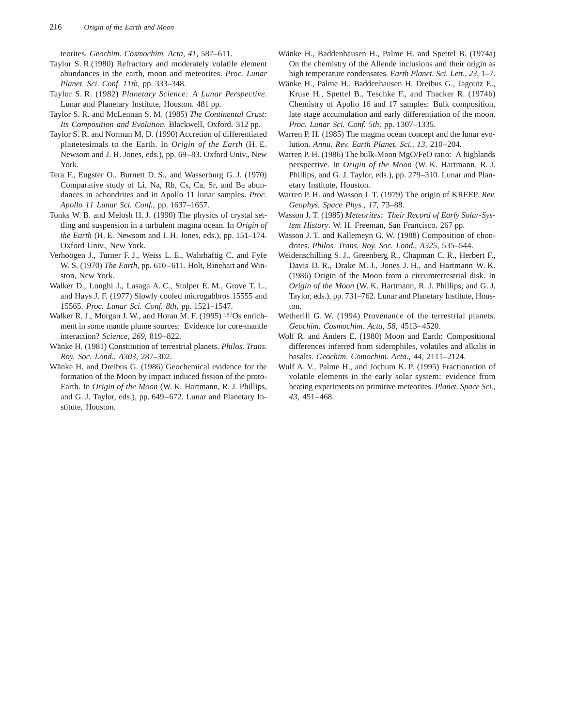teorites. *Geochim. Cosmochim. Acta, 41*, 587–611.

Taylor S. R.(1980) Refractory and moderately volatile element abundances in the earth, moon and meteorites. *Proc. Lunar Planet. Sci. Conf. 11th,* pp. 333–348.

Taylor S. R. (1982) *Planetary Science: A Lunar Perspective*. Lunar and Planetary Institute, Houston. 481 pp.

Taylor S. R. and McLennan S. M. (1985) *The Continental Crust: Its Composition and Evolution.* Blackwell, Oxford. 312 pp.

Taylor S. R. and Norman M. D. (1990) Accretion of differentiated planetesimals to the Earth. In *Origin of the Earth* (H. E. Newsom and J. H. Jones, eds.), pp. 69–83. Oxford Univ., New York.

Tera F., Eugster O., Burnett D. S., and Wasserburg G. J. (1970) Comparative study of Li, Na, Rb, Cs, Ca, Sr, and Ba abundances in achondrites and in Apollo 11 lunar samples. *Proc. Apollo 11 Lunar Sci. Conf.*, pp. 1637–1657.

Tonks W. B. and Melosh H. J. (1990) The physics of crystal settling and suspension in a turbulent magma ocean. In *Origin of the Earth* (H. E. Newsom and J. H. Jones, eds.), pp. 151–174. Oxford Univ., New York.

Verhoogen J., Turner F. J., Weiss L. E., Wahrhaftig C. and Fyfe W. S. (1970) *The Earth*, pp. 610–611. Holt, Rinehart and Winston, New York.

Walker D., Longhi J., Lasaga A. C., Stolper E. M., Grove T. L., and Hays J. F. (1977) Slowly cooled microgabbros 15555 and 15565. *Proc. Lunar Sci. Conf. 8th,* pp. 1521–1547.

Walker R. J., Morgan J. W., and Horan M. F. (1995) $^{187}$Os enrichment in some mantle plume sources: Evidence for core-mantle interaction? *Science, 269,* 819–822.

Wänke H. (1981) Constitution of terrestrial planets. *Philos. Trans. Roy. Soc. Lond., A303,* 287–302.

Wänke H. and Dreibus G. (1986) Geochemical evidence for the formation of the Moon by impact induced fission of the proto-Earth. In *Origin of the Moon* (W. K. Hartmann, R. J. Phillips, and G. J. Taylor, eds.), pp. 649–672. Lunar and Planetary Institute, Houston.

Wänke H., Baddenhausen H., Palme H. and Spettel B. (1974a) On the chemistry of the Allende inclusions and their origin as high temperature condensates. *Earth Planet. Sci. Lett., 23,* 1–7.

Wänke H., Palme H., Baddenhausen H. Dreibus G., Jagoutz E., Kruse H., Spettel B., Teschke F., and Thacker R. (1974b) Chemistry of Apollo 16 and 17 samples: Bulk composition, late stage accumulation and early differentiation of the moon. *Proc. Lunar Sci. Conf. 5th,* pp. 1307–1335.

Warren P. H. (1985) The magma ocean concept and the lunar evolution. *Annu. Rev. Earth Planet. Sci., 13,* 210–204.

Warren P. H. (1986) The bulk-Moon MgO/FeO ratio: A highlands perspective. In *Origin of the Moon* (W. K. Hartmann, R. J. Phillips, and G. J. Taylor, eds.), pp. 279–310. Lunar and Planetary Institute, Houston.

Warren P. H. and Wasson J. T. (1979) The origin of KREEP. *Rev. Geophys. Space Phys., 17*, 73–88.

Wasson J. T. (1985) *Meteorites: Their Record of Early Solar-System History*. W. H. Freeman, San Francisco. 267 pp.

Wasson J. T. and Kallemeyn G. W. (1988) Composition of chondrites. *Philos. Trans. Roy. Soc. Lond., A325,* 535–544.

Weidenschilling S. J., Greenberg R., Chapman C. R., Herbert F., Davis D. R., Drake M. J., Jones J. H., and Hartmann W. K. (1986) Origin of the Moon from a circumterrestrial disk. In *Origin of the Moon* (W. K. Hartmann, R. J. Phillips, and G. J. Taylor, eds.), pp. 731–762. Lunar and Planetary Institute, Houston.

Wetherill G. W. (1994) Provenance of the terrestrial planets. *Geochim. Cosmochim. Acta, 58,* 4513–4520.

Wolf R. and Anders E. (1980) Moon and Earth: Compositional differences inferred from siderophiles, volatiles and alkalis in basalts. *Geochim. Comochim. Acta*., *44,* 2111–2124.

Wulf A. V., Palme H., and Jochum K. P. (1995) Fractionation of volatile elements in the early solar system: evidence from heating experiments on primitive meteorites. *Planet. Space Sci., 43,* 451–468.